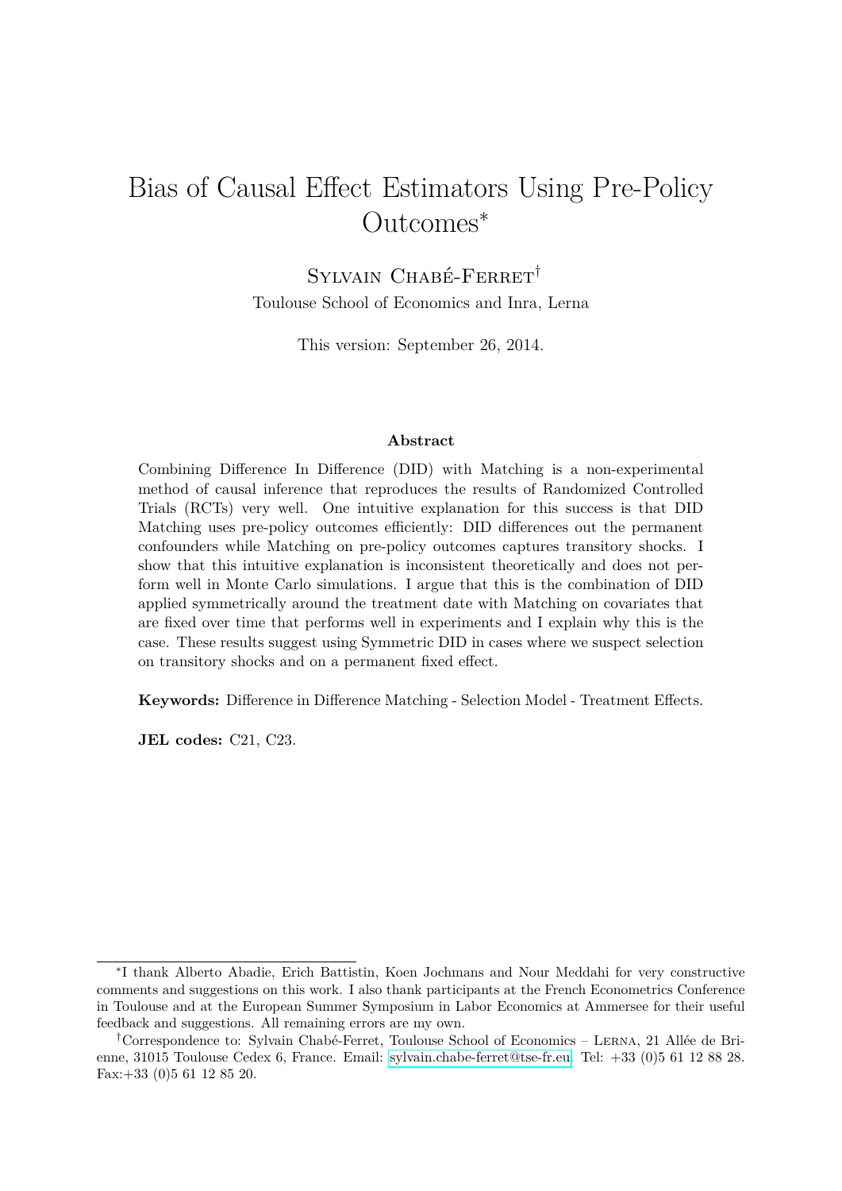# Bias of Causal Effect Estimators Using Pre-Policy Outcomes[*]

Sylvain Chabé-Ferret[†]

Toulouse School of Economics and Inra, Lerna

This version: September 26, 2014.

### Abstract

Combining Difference In Difference (DID) with Matching is a non-experimental method of causal inference that reproduces the results of Randomized Controlled Trials (RCTs) very well. One intuitive explanation for this success is that DID Matching uses pre-policy outcomes efficiently: DID differences out the permanent confounders while Matching on pre-policy outcomes captures transitory shocks. I show that this intuitive explanation is inconsistent theoretically and does not perform well in Monte Carlo simulations. I argue that this is the combination of DID applied symmetrically around the treatment date with Matching on covariates that are fixed over time that performs well in experiments and I explain why this is the case. These results suggest using Symmetric DID in cases where we suspect selection on transitory shocks and on a permanent fixed effect.

**Keywords:** Difference in Difference Matching - Selection Model - Treatment Effects.

**JEL codes:** C21, C23.

---

[*] I thank Alberto Abadie, Erich Battistin, Koen Jochmans and Nour Meddahi for very constructive comments and suggestions on this work. I also thank participants at the French Econometrics Conference in Toulouse and at the European Summer Symposium in Labor Economics at Ammersee for their useful feedback and suggestions. All remaining errors are my own.

[†] Correspondence to: Sylvain Chabé-Ferret, Toulouse School of Economics – Lerna, 21 Allée de Brienne, 31015 Toulouse Cedex 6, France. Email: sylvain.chabe-ferret@tse-fr.eu. Tel: +33 (0)5 61 12 88 28. Fax:+33 (0)5 61 12 85 20.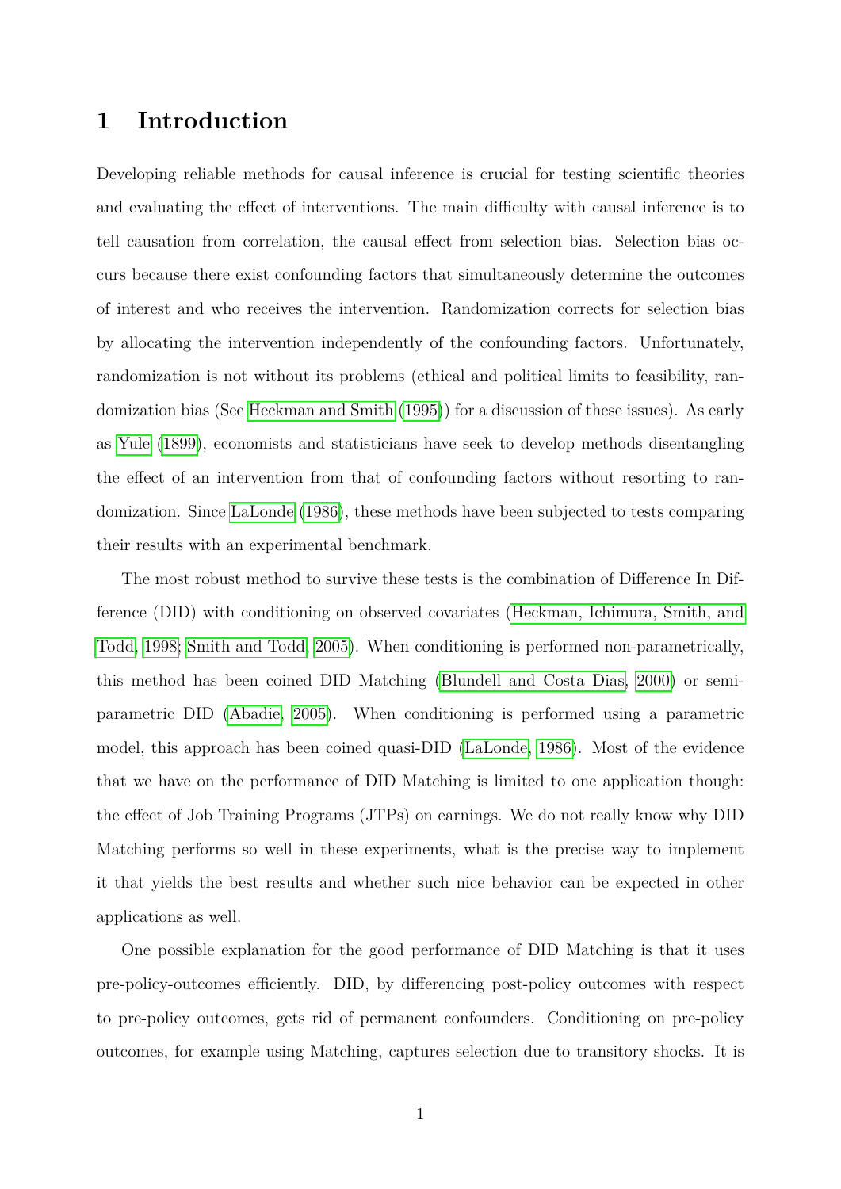# 1 Introduction

Developing reliable methods for causal inference is crucial for testing scientific theories and evaluating the effect of interventions. The main difficulty with causal inference is to tell causation from correlation, the causal effect from selection bias. Selection bias occurs because there exist confounding factors that simultaneously determine the outcomes of interest and who receives the intervention. Randomization corrects for selection bias by allocating the intervention independently of the confounding factors. Unfortunately, randomization is not without its problems (ethical and political limits to feasibility, randomization bias (See Heckman and Smith (1995)) for a discussion of these issues). As early as Yule (1899), economists and statisticians have seek to develop methods disentangling the effect of an intervention from that of confounding factors without resorting to randomization. Since LaLonde (1986), these methods have been subjected to tests comparing their results with an experimental benchmark.

The most robust method to survive these tests is the combination of Difference In Difference (DID) with conditioning on observed covariates (Heckman, Ichimura, Smith, and Todd, 1998; Smith and Todd, 2005). When conditioning is performed non-parametrically, this method has been coined DID Matching (Blundell and Costa Dias, 2000) or semi-parametric DID (Abadie, 2005). When conditioning is performed using a parametric model, this approach has been coined quasi-DID (LaLonde, 1986). Most of the evidence that we have on the performance of DID Matching is limited to one application though: the effect of Job Training Programs (JTPs) on earnings. We do not really know why DID Matching performs so well in these experiments, what is the precise way to implement it that yields the best results and whether such nice behavior can be expected in other applications as well.

One possible explanation for the good performance of DID Matching is that it uses pre-policy-outcomes efficiently. DID, by differencing post-policy outcomes with respect to pre-policy outcomes, gets rid of permanent confounders. Conditioning on pre-policy outcomes, for example using Matching, captures selection due to transitory shocks. It is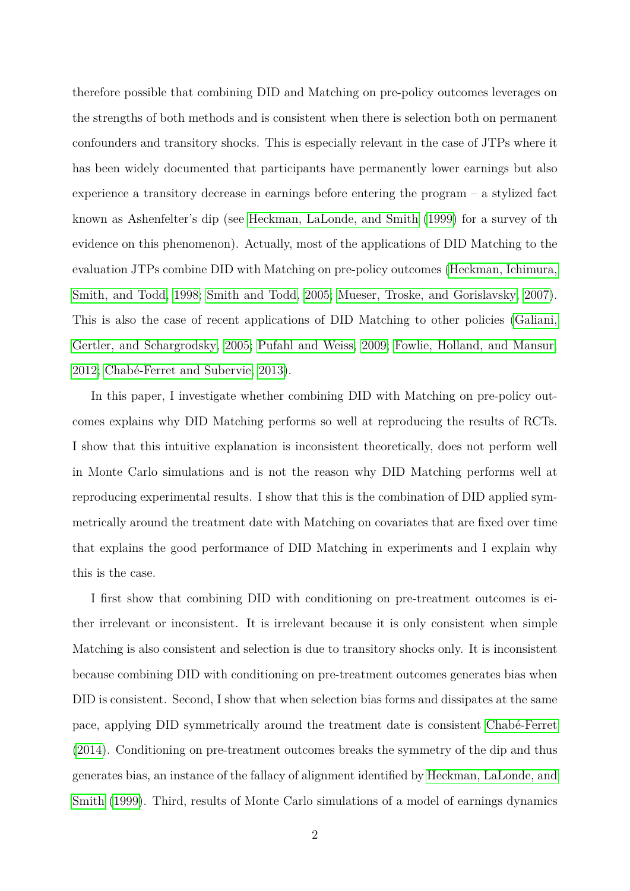therefore possible that combining DID and Matching on pre-policy outcomes leverages on the strengths of both methods and is consistent when there is selection both on permanent confounders and transitory shocks. This is especially relevant in the case of JTPs where it has been widely documented that participants have permanently lower earnings but also experience a transitory decrease in earnings before entering the program – a stylized fact known as Ashenfelter's dip (see Heckman, LaLonde, and Smith (1999) for a survey of th evidence on this phenomenon). Actually, most of the applications of DID Matching to the evaluation JTPs combine DID with Matching on pre-policy outcomes (Heckman, Ichimura, Smith, and Todd, 1998; Smith and Todd, 2005; Mueser, Troske, and Gorislavsky, 2007). This is also the case of recent applications of DID Matching to other policies (Galiani, Gertler, and Schargrodsky, 2005; Pufahl and Weiss, 2009; Fowlie, Holland, and Mansur, 2012; Chabé-Ferret and Subervie, 2013).

In this paper, I investigate whether combining DID with Matching on pre-policy outcomes explains why DID Matching performs so well at reproducing the results of RCTs. I show that this intuitive explanation is inconsistent theoretically, does not perform well in Monte Carlo simulations and is not the reason why DID Matching performs well at reproducing experimental results. I show that this is the combination of DID applied symmetrically around the treatment date with Matching on covariates that are fixed over time that explains the good performance of DID Matching in experiments and I explain why this is the case.

I first show that combining DID with conditioning on pre-treatment outcomes is either irrelevant or inconsistent. It is irrelevant because it is only consistent when simple Matching is also consistent and selection is due to transitory shocks only. It is inconsistent because combining DID with conditioning on pre-treatment outcomes generates bias when DID is consistent. Second, I show that when selection bias forms and dissipates at the same pace, applying DID symmetrically around the treatment date is consistent Chabé-Ferret (2014). Conditioning on pre-treatment outcomes breaks the symmetry of the dip and thus generates bias, an instance of the fallacy of alignment identified by Heckman, LaLonde, and Smith (1999). Third, results of Monte Carlo simulations of a model of earnings dynamics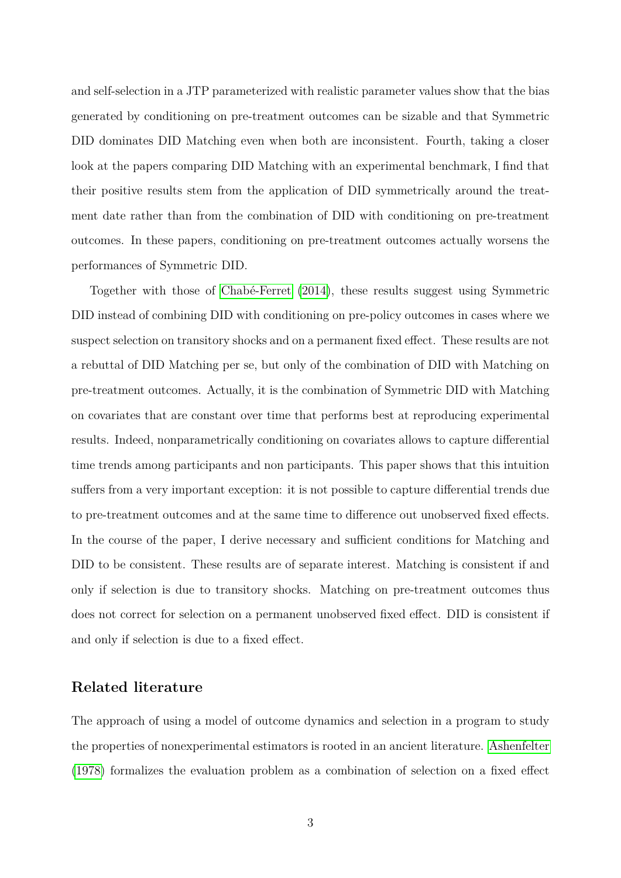and self-selection in a JTP parameterized with realistic parameter values show that the bias generated by conditioning on pre-treatment outcomes can be sizable and that Symmetric DID dominates DID Matching even when both are inconsistent. Fourth, taking a closer look at the papers comparing DID Matching with an experimental benchmark, I find that their positive results stem from the application of DID symmetrically around the treatment date rather than from the combination of DID with conditioning on pre-treatment outcomes. In these papers, conditioning on pre-treatment outcomes actually worsens the performances of Symmetric DID.

Together with those of Chabé-Ferret (2014), these results suggest using Symmetric DID instead of combining DID with conditioning on pre-policy outcomes in cases where we suspect selection on transitory shocks and on a permanent fixed effect. These results are not a rebuttal of DID Matching per se, but only of the combination of DID with Matching on pre-treatment outcomes. Actually, it is the combination of Symmetric DID with Matching on covariates that are constant over time that performs best at reproducing experimental results. Indeed, nonparametrically conditioning on covariates allows to capture differential time trends among participants and non participants. This paper shows that this intuition suffers from a very important exception: it is not possible to capture differential trends due to pre-treatment outcomes and at the same time to difference out unobserved fixed effects. In the course of the paper, I derive necessary and sufficient conditions for Matching and DID to be consistent. These results are of separate interest. Matching is consistent if and only if selection is due to transitory shocks. Matching on pre-treatment outcomes thus does not correct for selection on a permanent unobserved fixed effect. DID is consistent if and only if selection is due to a fixed effect.

## Related literature

The approach of using a model of outcome dynamics and selection in a program to study the properties of nonexperimental estimators is rooted in an ancient literature. Ashenfelter (1978) formalizes the evaluation problem as a combination of selection on a fixed effect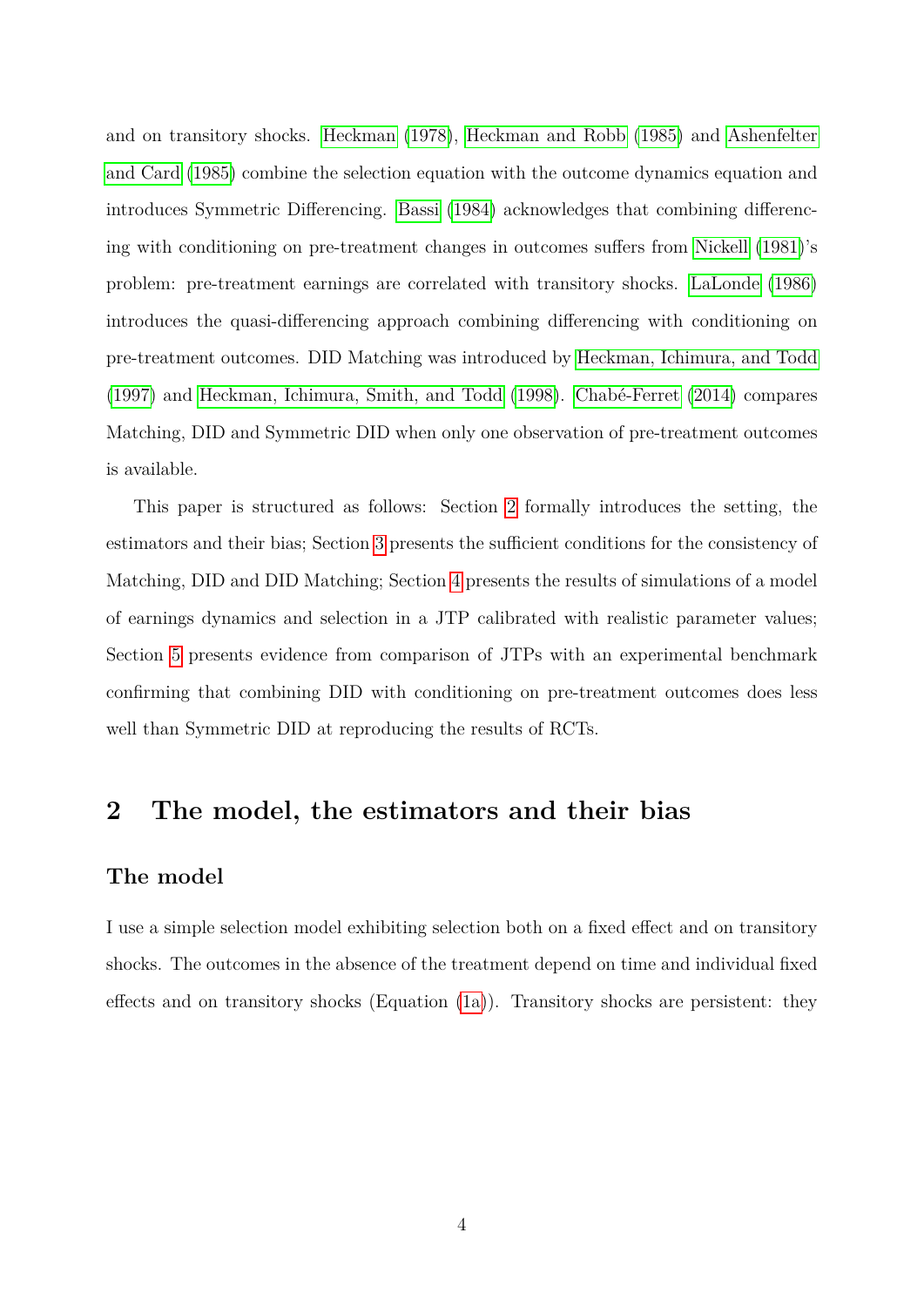and on transitory shocks. Heckman (1978), Heckman and Robb (1985) and Ashenfelter and Card (1985) combine the selection equation with the outcome dynamics equation and introduces Symmetric Differencing. Bassi (1984) acknowledges that combining differencing with conditioning on pre-treatment changes in outcomes suffers from Nickell (1981)'s problem: pre-treatment earnings are correlated with transitory shocks. LaLonde (1986) introduces the quasi-differencing approach combining differencing with conditioning on pre-treatment outcomes. DID Matching was introduced by Heckman, Ichimura, and Todd (1997) and Heckman, Ichimura, Smith, and Todd (1998). Chabé-Ferret (2014) compares Matching, DID and Symmetric DID when only one observation of pre-treatment outcomes is available.

This paper is structured as follows: Section 2 formally introduces the setting, the estimators and their bias; Section 3 presents the sufficient conditions for the consistency of Matching, DID and DID Matching; Section 4 presents the results of simulations of a model of earnings dynamics and selection in a JTP calibrated with realistic parameter values; Section 5 presents evidence from comparison of JTPs with an experimental benchmark confirming that combining DID with conditioning on pre-treatment outcomes does less well than Symmetric DID at reproducing the results of RCTs.

## 2 The model, the estimators and their bias

### The model

I use a simple selection model exhibiting selection both on a fixed effect and on transitory shocks. The outcomes in the absence of the treatment depend on time and individual fixed effects and on transitory shocks (Equation (1a)). Transitory shocks are persistent: they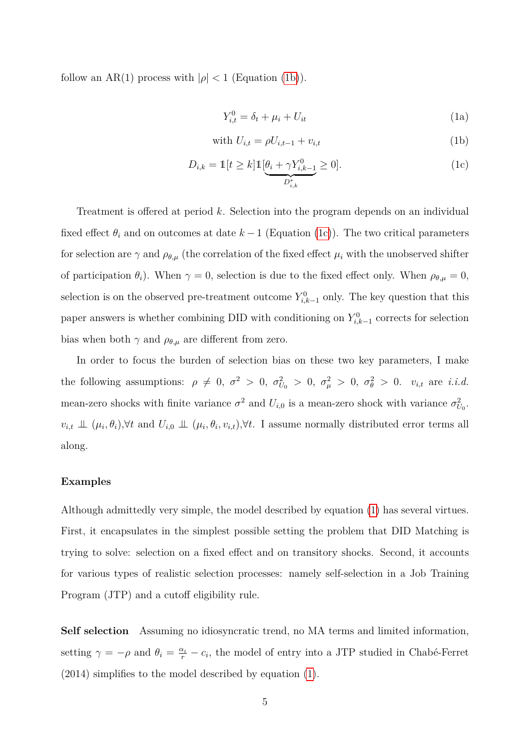follow an AR(1) process with $|\rho| < 1$ (Equation (1b)).

$$Y^0_{i,t} = \delta_t + \mu_i + U_{it} \tag{1a}$$

$$\text{with } U_{i,t} = \rho U_{i,t-1} + v_{i,t} \tag{1b}$$

$$D_{i,k} = \mathbb{1}[t \geq k]\mathbb{1}[\underbrace{\theta_i + \gamma Y^0_{i,k-1}}_{D^*_{i,k}} \geq 0]. \tag{1c}$$

Treatment is offered at period $k$. Selection into the program depends on an individual fixed effect $\theta_i$ and on outcomes at date $k-1$ (Equation (1c)). The two critical parameters for selection are $\gamma$ and $\rho_{\theta,\mu}$ (the correlation of the fixed effect $\mu_i$ with the unobserved shifter of participation $\theta_i$). When $\gamma = 0$, selection is due to the fixed effect only. When $\rho_{\theta,\mu} = 0$, selection is on the observed pre-treatment outcome $Y^0_{i,k-1}$ only. The key question that this paper answers is whether combining DID with conditioning on $Y^0_{i,k-1}$ corrects for selection bias when both $\gamma$ and $\rho_{\theta,\mu}$ are different from zero.

In order to focus the burden of selection bias on these two key parameters, I make the following assumptions: $\rho \neq 0$, $\sigma^2 > 0$, $\sigma^2_{U_0} > 0$, $\sigma^2_{\mu} > 0$, $\sigma^2_{\theta} > 0$. $v_{i,t}$ are *i.i.d.* mean-zero shocks with finite variance $\sigma^2$ and $U_{i,0}$ is a mean-zero shock with variance $\sigma^2_{U_0}$. $v_{i,t} \perp\!\!\!\perp (\mu_i, \theta_i), \forall t$ and $U_{i,0} \perp\!\!\!\perp (\mu_i, \theta_i, v_{i,t}), \forall t$. I assume normally distributed error terms all along.

### Examples

Although admittedly very simple, the model described by equation (1) has several virtues. First, it encapsulates in the simplest possible setting the problem that DID Matching is trying to solve: selection on a fixed effect and on transitory shocks. Second, it accounts for various types of realistic selection processes: namely self-selection in a Job Training Program (JTP) and a cutoff eligibility rule.

**Self selection** Assuming no idiosyncratic trend, no MA terms and limited information, setting $\gamma = -\rho$ and $\theta_i = \frac{\alpha_i}{r} - c_i$, the model of entry into a JTP studied in Chabé-Ferret (2014) simplifies to the model described by equation (1).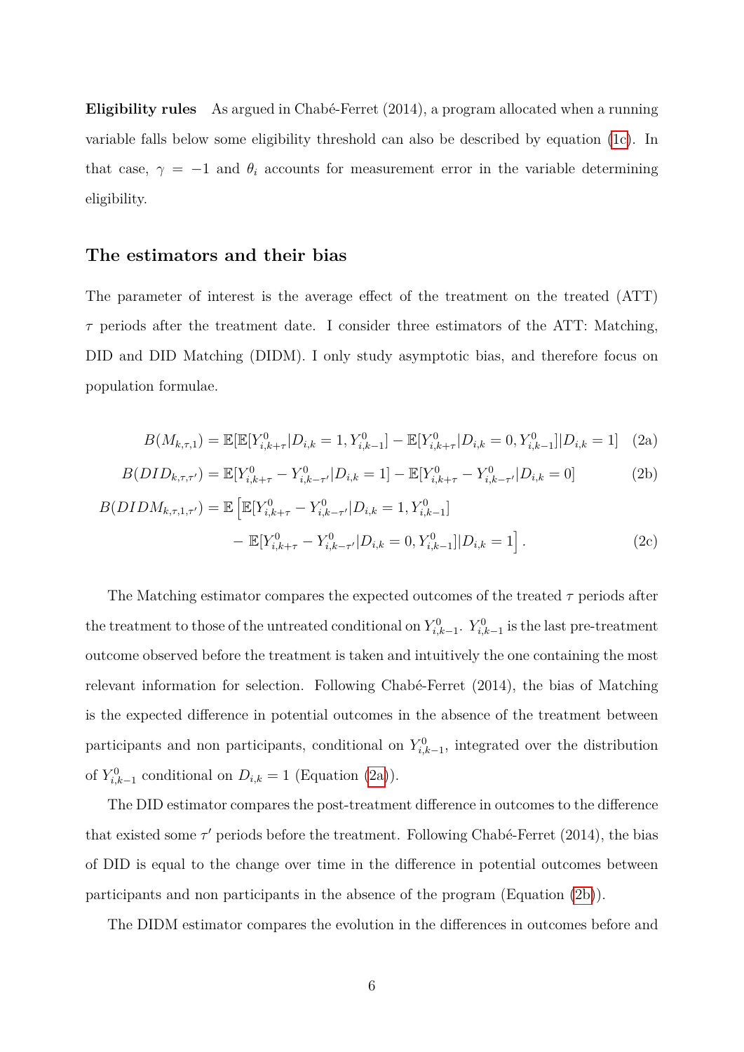**Eligibility rules** As argued in Chabé-Ferret (2014), a program allocated when a running variable falls below some eligibility threshold can also be described by equation (1c). In that case, $\gamma = -1$ and $\theta_i$ accounts for measurement error in the variable determining eligibility.

## The estimators and their bias

The parameter of interest is the average effect of the treatment on the treated (ATT) $\tau$ periods after the treatment date. I consider three estimators of the ATT: Matching, DID and DID Matching (DIDM). I only study asymptotic bias, and therefore focus on population formulae.

$$B(M_{k,\tau,1}) = \mathbb{E}[\mathbb{E}[Y^0_{i,k+\tau}|D_{i,k}=1,Y^0_{i,k-1}] - \mathbb{E}[Y^0_{i,k+\tau}|D_{i,k}=0,Y^0_{i,k-1}]|D_{i,k}=1] \quad (2a)$$

$$B(DID_{k,\tau,\tau'}) = \mathbb{E}[Y^0_{i,k+\tau} - Y^0_{i,k-\tau'}|D_{i,k}=1] - \mathbb{E}[Y^0_{i,k+\tau} - Y^0_{i,k-\tau'}|D_{i,k}=0] \quad (2b)$$

$$\begin{aligned} B(DIDM_{k,\tau,1,\tau'}) = \mathbb{E}\Big[&\mathbb{E}[Y^0_{i,k+\tau} - Y^0_{i,k-\tau'}|D_{i,k}=1,Y^0_{i,k-1}] \\ &- \mathbb{E}[Y^0_{i,k+\tau} - Y^0_{i,k-\tau'}|D_{i,k}=0,Y^0_{i,k-1}]|D_{i,k}=1\Big]. \end{aligned} \quad (2c)$$

The Matching estimator compares the expected outcomes of the treated $\tau$ periods after the treatment to those of the untreated conditional on $Y^0_{i,k-1}$. $Y^0_{i,k-1}$ is the last pre-treatment outcome observed before the treatment is taken and intuitively the one containing the most relevant information for selection. Following Chabé-Ferret (2014), the bias of Matching is the expected difference in potential outcomes in the absence of the treatment between participants and non participants, conditional on $Y^0_{i,k-1}$, integrated over the distribution of $Y^0_{i,k-1}$ conditional on $D_{i,k}=1$ (Equation (2a)).

The DID estimator compares the post-treatment difference in outcomes to the difference that existed some $\tau'$ periods before the treatment. Following Chabé-Ferret (2014), the bias of DID is equal to the change over time in the difference in potential outcomes between participants and non participants in the absence of the program (Equation (2b)).

The DIDM estimator compares the evolution in the differences in outcomes before and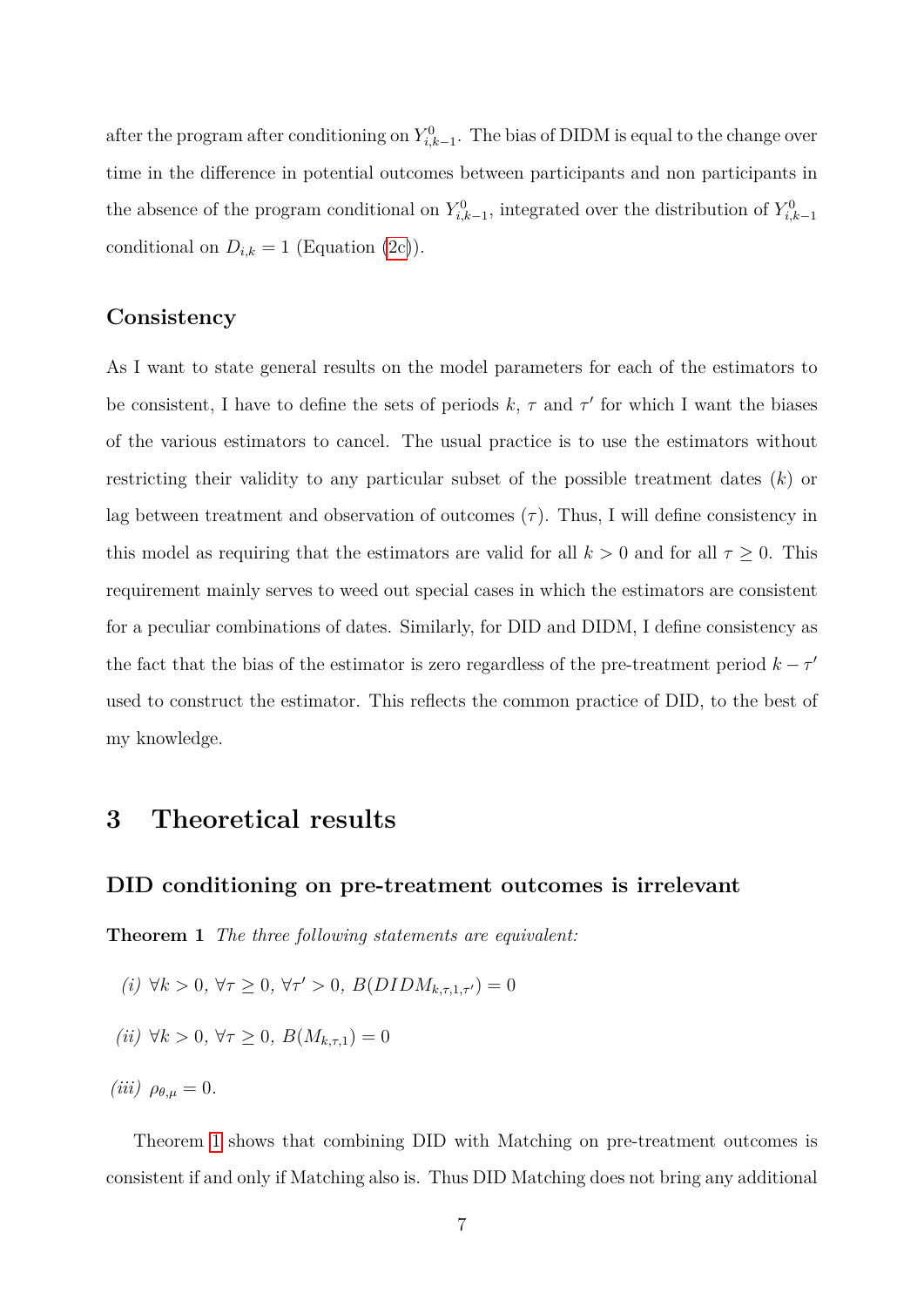after the program after conditioning on $Y^0_{i,k-1}$. The bias of DIDM is equal to the change over time in the difference in potential outcomes between participants and non participants in the absence of the program conditional on $Y^0_{i,k-1}$, integrated over the distribution of $Y^0_{i,k-1}$ conditional on $D_{i,k} = 1$ (Equation (2c)).

### Consistency

As I want to state general results on the model parameters for each of the estimators to be consistent, I have to define the sets of periods $k$, $\tau$ and $\tau'$ for which I want the biases of the various estimators to cancel. The usual practice is to use the estimators without restricting their validity to any particular subset of the possible treatment dates ($k$) or lag between treatment and observation of outcomes ($\tau$). Thus, I will define consistency in this model as requiring that the estimators are valid for all $k > 0$ and for all $\tau \geq 0$. This requirement mainly serves to weed out special cases in which the estimators are consistent for a peculiar combinations of dates. Similarly, for DID and DIDM, I define consistency as the fact that the bias of the estimator is zero regardless of the pre-treatment period $k - \tau'$ used to construct the estimator. This reflects the common practice of DID, to the best of my knowledge.

# 3 Theoretical results

### DID conditioning on pre-treatment outcomes is irrelevant

**Theorem 1** *The three following statements are equivalent:*

*(i)* $\forall k > 0$, $\forall \tau \geq 0$, $\forall \tau' > 0$, $B(DIDM_{k,\tau,1,\tau'}) = 0$

*(ii)* $\forall k > 0$, $\forall \tau \geq 0$, $B(M_{k,\tau,1}) = 0$

*(iii)* $\rho_{\theta,\mu} = 0$.

Theorem 1 shows that combining DID with Matching on pre-treatment outcomes is consistent if and only if Matching also is. Thus DID Matching does not bring any additional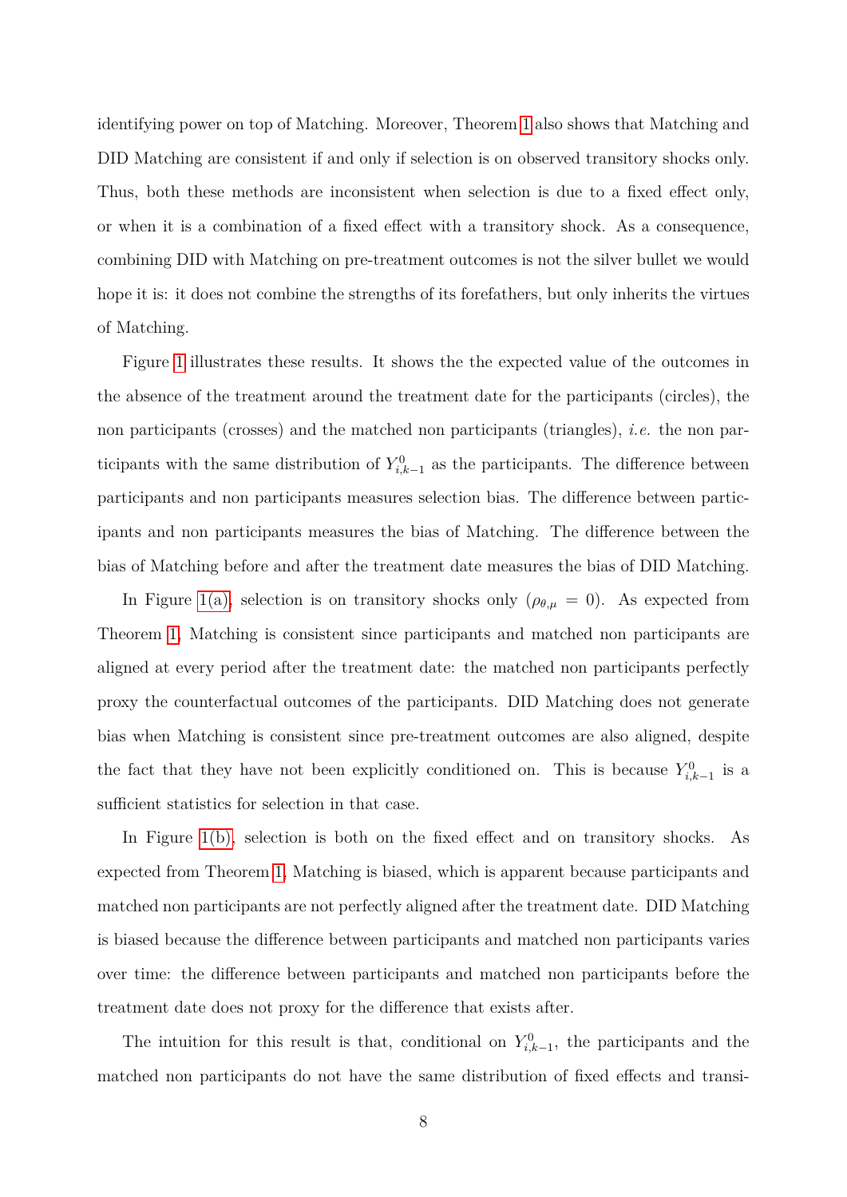identifying power on top of Matching. Moreover, Theorem 1 also shows that Matching and DID Matching are consistent if and only if selection is on observed transitory shocks only. Thus, both these methods are inconsistent when selection is due to a fixed effect only, or when it is a combination of a fixed effect with a transitory shock. As a consequence, combining DID with Matching on pre-treatment outcomes is not the silver bullet we would hope it is: it does not combine the strengths of its forefathers, but only inherits the virtues of Matching.

Figure 1 illustrates these results. It shows the the expected value of the outcomes in the absence of the treatment around the treatment date for the participants (circles), the non participants (crosses) and the matched non participants (triangles), *i.e.* the non participants with the same distribution of $Y^0_{i,k-1}$ as the participants. The difference between participants and non participants measures selection bias. The difference between participants and non participants measures the bias of Matching. The difference between the bias of Matching before and after the treatment date measures the bias of DID Matching.

In Figure 1(a), selection is on transitory shocks only ($\rho_{\theta,\mu} = 0$). As expected from Theorem 1, Matching is consistent since participants and matched non participants are aligned at every period after the treatment date: the matched non participants perfectly proxy the counterfactual outcomes of the participants. DID Matching does not generate bias when Matching is consistent since pre-treatment outcomes are also aligned, despite the fact that they have not been explicitly conditioned on. This is because $Y^0_{i,k-1}$ is a sufficient statistics for selection in that case.

In Figure 1(b), selection is both on the fixed effect and on transitory shocks. As expected from Theorem 1, Matching is biased, which is apparent because participants and matched non participants are not perfectly aligned after the treatment date. DID Matching is biased because the difference between participants and matched non participants varies over time: the difference between participants and matched non participants before the treatment date does not proxy for the difference that exists after.

The intuition for this result is that, conditional on $Y^0_{i,k-1}$, the participants and the matched non participants do not have the same distribution of fixed effects and transi-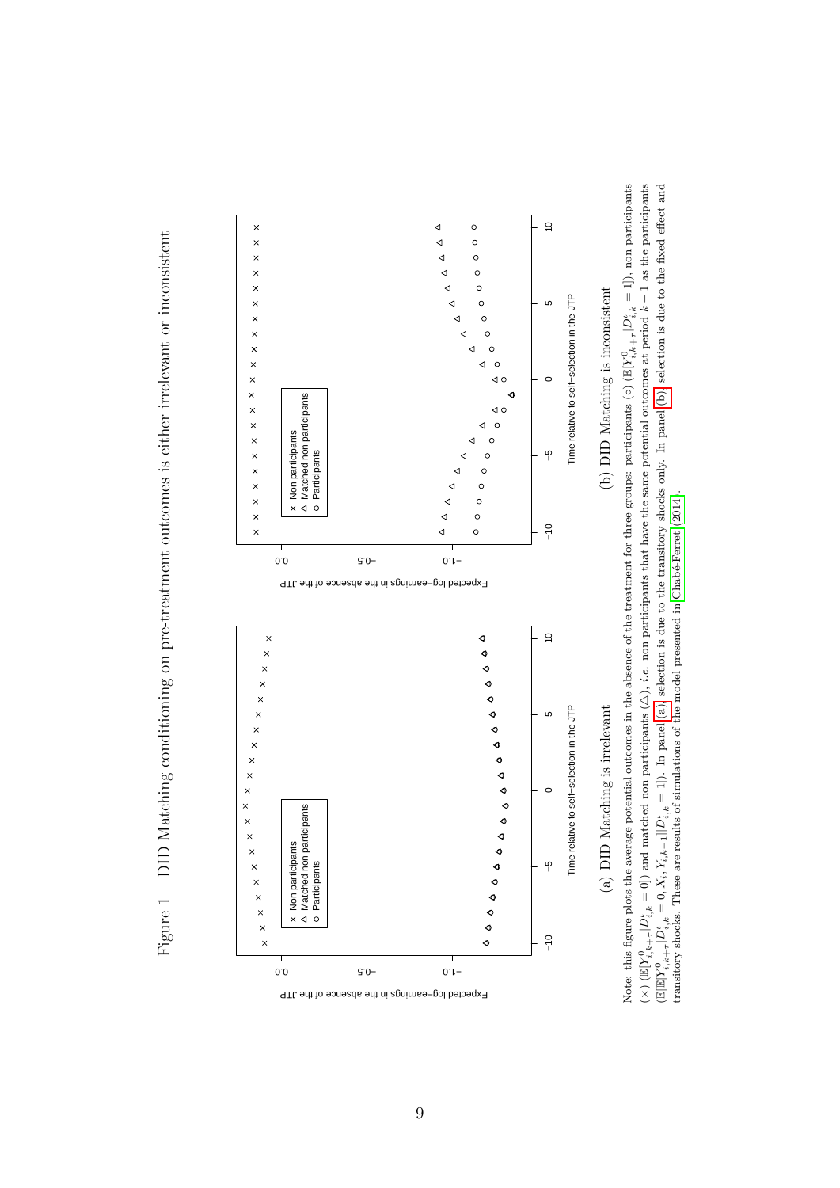Figure 1 – DID Matching conditioning on pre-treatment outcomes is either irrelevant or inconsistent

(a) DID Matching is irrelevant

(b) DID Matching is inconsistent

Note: this figure plots the average potential outcomes in the absence of the treatment for three groups: participants (∘) ($\mathbb{E}[Y^0_{i,k+\tau}|D^{\prime}_{i,k}=1]$), non participants (×) ($\mathbb{E}[Y^0_{i,k+\tau}|D^{\prime}_{i,k}=0]$) and matched non participants (△), *i.e.* non participants that have the same potential outcomes at period $k-1$ as the participants ($\mathbb{E}[\mathbb{E}[Y^0_{i,k+\tau}|D^{\prime}_{i,k}=0,X_i,Y_{i,k-1}]|D^{\prime}_{i,k}=1]$). In panel (a), selection is due to the transitory shocks only. In panel (b), selection is due to the fixed effect and transitory shocks. These are results of simulations of the model presented in Chabé-Ferret (2014).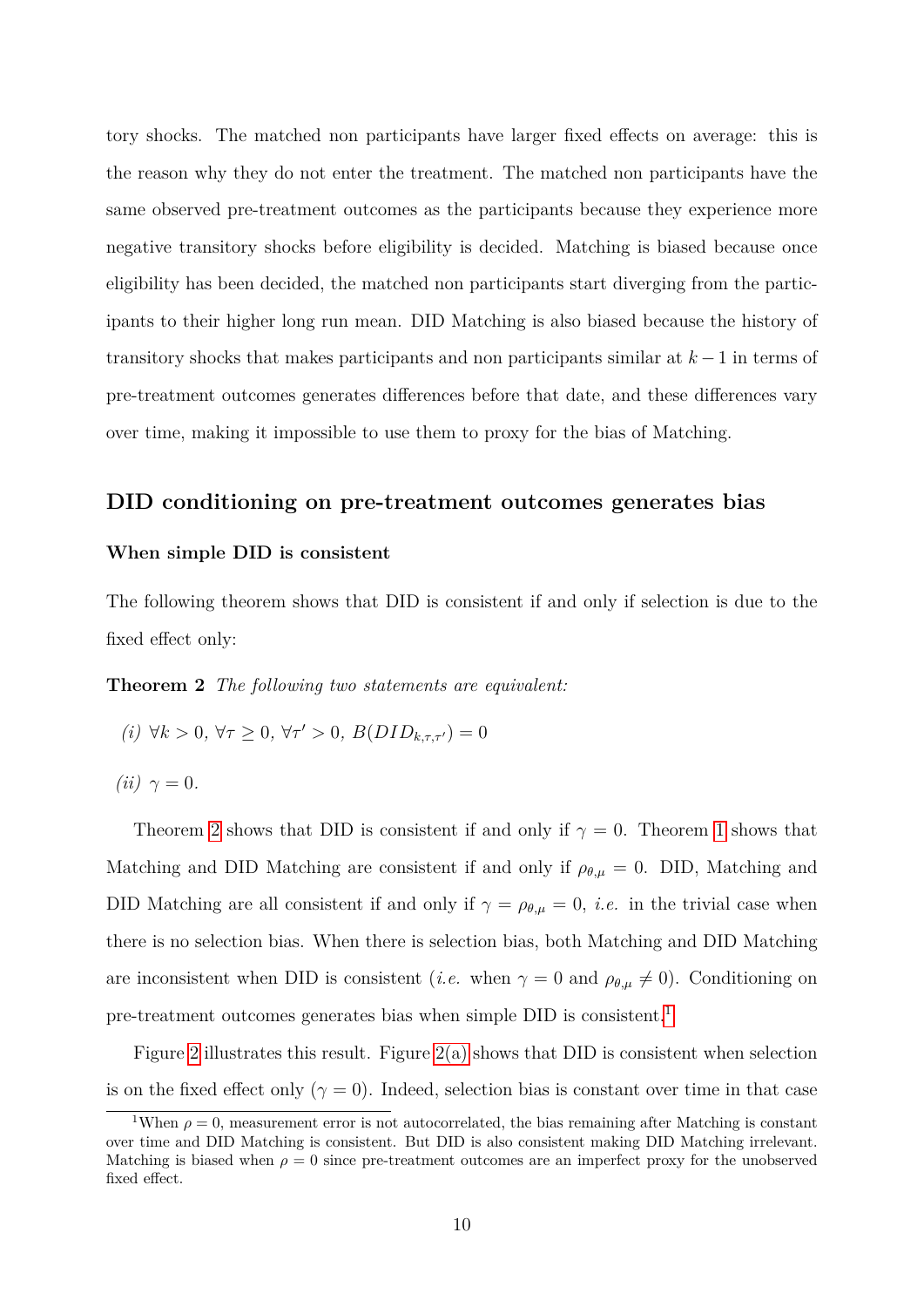tory shocks. The matched non participants have larger fixed effects on average: this is the reason why they do not enter the treatment. The matched non participants have the same observed pre-treatment outcomes as the participants because they experience more negative transitory shocks before eligibility is decided. Matching is biased because once eligibility has been decided, the matched non participants start diverging from the participants to their higher long run mean. DID Matching is also biased because the history of transitory shocks that makes participants and non participants similar at $k-1$ in terms of pre-treatment outcomes generates differences before that date, and these differences vary over time, making it impossible to use them to proxy for the bias of Matching.

## DID conditioning on pre-treatment outcomes generates bias

### When simple DID is consistent

The following theorem shows that DID is consistent if and only if selection is due to the fixed effect only:

**Theorem 2** *The following two statements are equivalent:*

*(i)* $\forall k > 0$, $\forall \tau \geq 0$, $\forall \tau' > 0$, $B(DID_{k,\tau,\tau'}) = 0$

*(ii)* $\gamma = 0$.

Theorem 2 shows that DID is consistent if and only if $\gamma = 0$. Theorem 1 shows that Matching and DID Matching are consistent if and only if $\rho_{\theta,\mu} = 0$. DID, Matching and DID Matching are all consistent if and only if $\gamma = \rho_{\theta,\mu} = 0$, *i.e.* in the trivial case when there is no selection bias. When there is selection bias, both Matching and DID Matching are inconsistent when DID is consistent (*i.e.* when $\gamma = 0$ and $\rho_{\theta,\mu} \neq 0$). Conditioning on pre-treatment outcomes generates bias when simple DID is consistent.[1]

Figure 2 illustrates this result. Figure 2(a) shows that DID is consistent when selection is on the fixed effect only ($\gamma = 0$). Indeed, selection bias is constant over time in that case

[1] When $\rho = 0$, measurement error is not autocorrelated, the bias remaining after Matching is constant over time and DID Matching is consistent. But DID is also consistent making DID Matching irrelevant. Matching is biased when $\rho = 0$ since pre-treatment outcomes are an imperfect proxy for the unobserved fixed effect.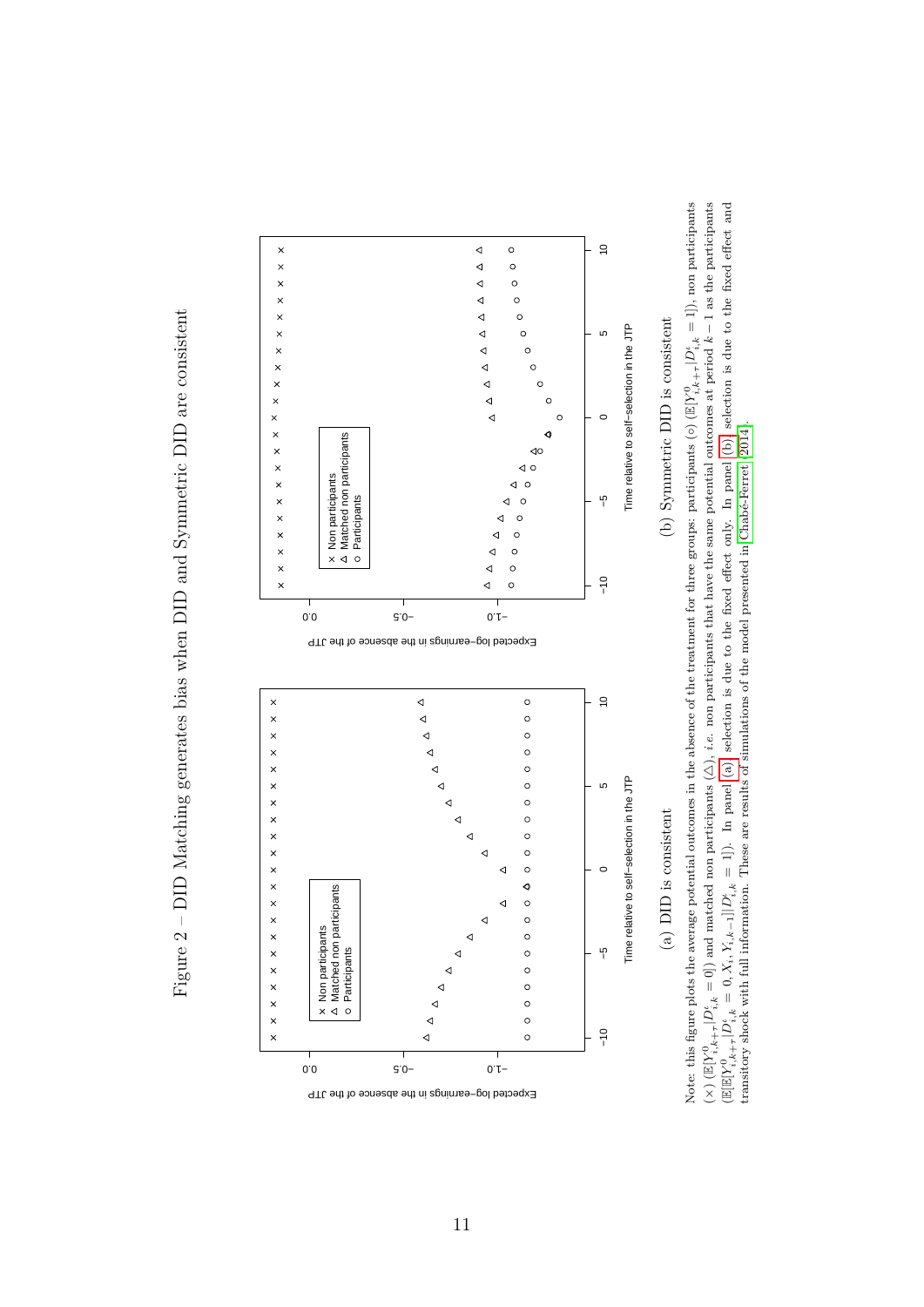Figure 2 – DID Matching generates bias when DID and Symmetric DID are consistent

(a) DID is consistent

(b) Symmetric DID is consistent

Note: this figure plots the average potential outcomes in the absence of the treatment for three groups: participants (○) ($\mathbb{E}[Y^0_{i,k+\tau}|D^{\iota}_{i,k}=1]$), non participants (×) ($\mathbb{E}[Y^0_{i,k+\tau}|D^{\iota}_{i,k}=0]$) and matched non participants (△), *i.e.* non participants that have the same potential outcomes at period $k-1$ as the participants ($\mathbb{E}[\mathbb{E}[Y^0_{i,k+\tau}|D^{\iota}_{i,k}=0,X_i,Y_{i,k-1}]|D^{\iota}_{i,k}=1]$). In panel (a), selection is due to the fixed effect only. In panel (b), selection is due to the fixed effect and transitory shock with full information. These are results of simulations of the model presented in Chabé-Ferret (2014).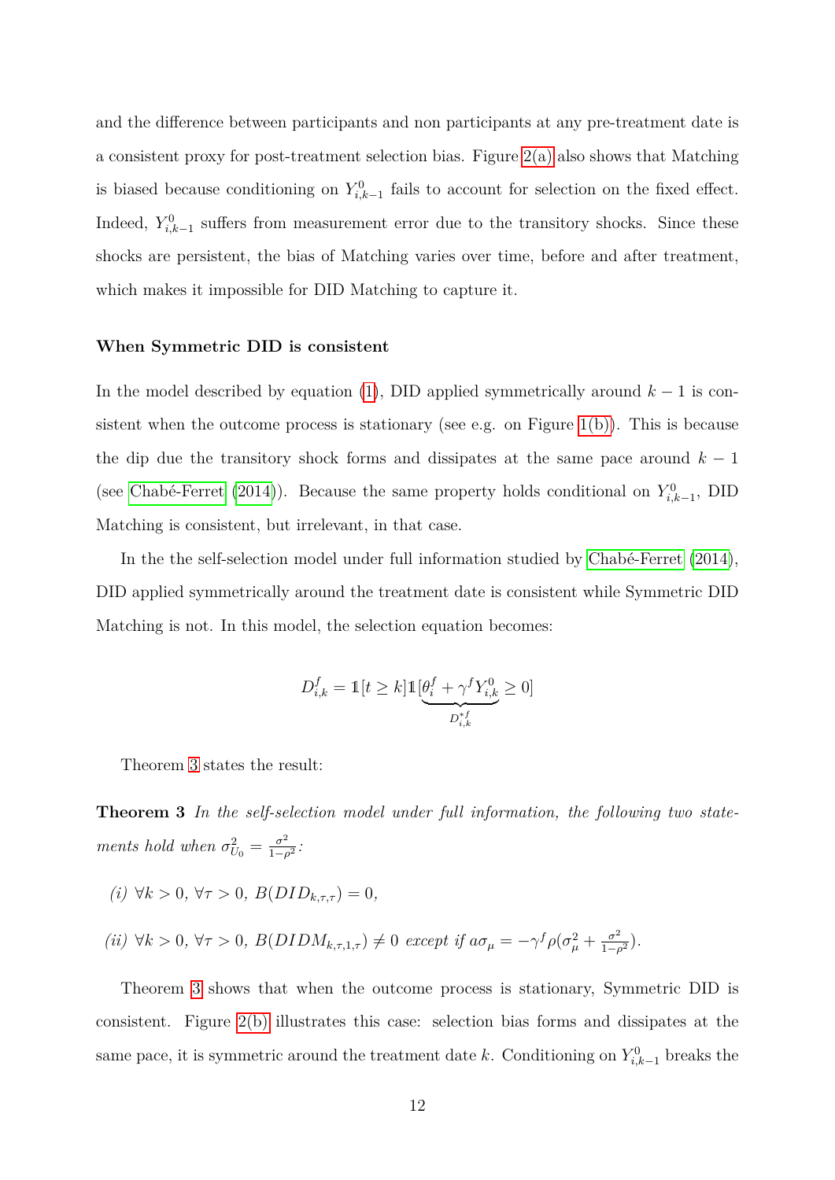and the difference between participants and non participants at any pre-treatment date is a consistent proxy for post-treatment selection bias. Figure 2(a) also shows that Matching is biased because conditioning on $Y^0_{i,k-1}$ fails to account for selection on the fixed effect. Indeed, $Y^0_{i,k-1}$ suffers from measurement error due to the transitory shocks. Since these shocks are persistent, the bias of Matching varies over time, before and after treatment, which makes it impossible for DID Matching to capture it.

### When Symmetric DID is consistent

In the model described by equation (1), DID applied symmetrically around $k-1$ is consistent when the outcome process is stationary (see e.g. on Figure 1(b)). This is because the dip due the transitory shock forms and dissipates at the same pace around $k-1$ (see Chabé-Ferret (2014)). Because the same property holds conditional on $Y^0_{i,k-1}$, DID Matching is consistent, but irrelevant, in that case.

In the the self-selection model under full information studied by Chabé-Ferret (2014), DID applied symmetrically around the treatment date is consistent while Symmetric DID Matching is not. In this model, the selection equation becomes:

$$D^f_{i,k} = \mathbb{1}[t \geq k]\mathbb{1}[\underbrace{\theta^f_i + \gamma^f Y^0_{i,k}}_{D^{*f}_{i,k}} \geq 0]$$

Theorem 3 states the result:

**Theorem 3** *In the self-selection model under full information, the following two statements hold when* $\sigma^2_{U_0} = \frac{\sigma^2}{1-\rho^2}$*:*

*(i)* $\forall k > 0$, $\forall \tau > 0$, $B(DID_{k,\tau,\tau}) = 0$,

*(ii)* $\forall k > 0$, $\forall \tau > 0$, $B(DIDM_{k,\tau,1,\tau}) \neq 0$ *except if* $a\sigma_\mu = -\gamma^f\rho(\sigma^2_\mu + \frac{\sigma^2}{1-\rho^2})$.

Theorem 3 shows that when the outcome process is stationary, Symmetric DID is consistent. Figure 2(b) illustrates this case: selection bias forms and dissipates at the same pace, it is symmetric around the treatment date $k$. Conditioning on $Y^0_{i,k-1}$ breaks the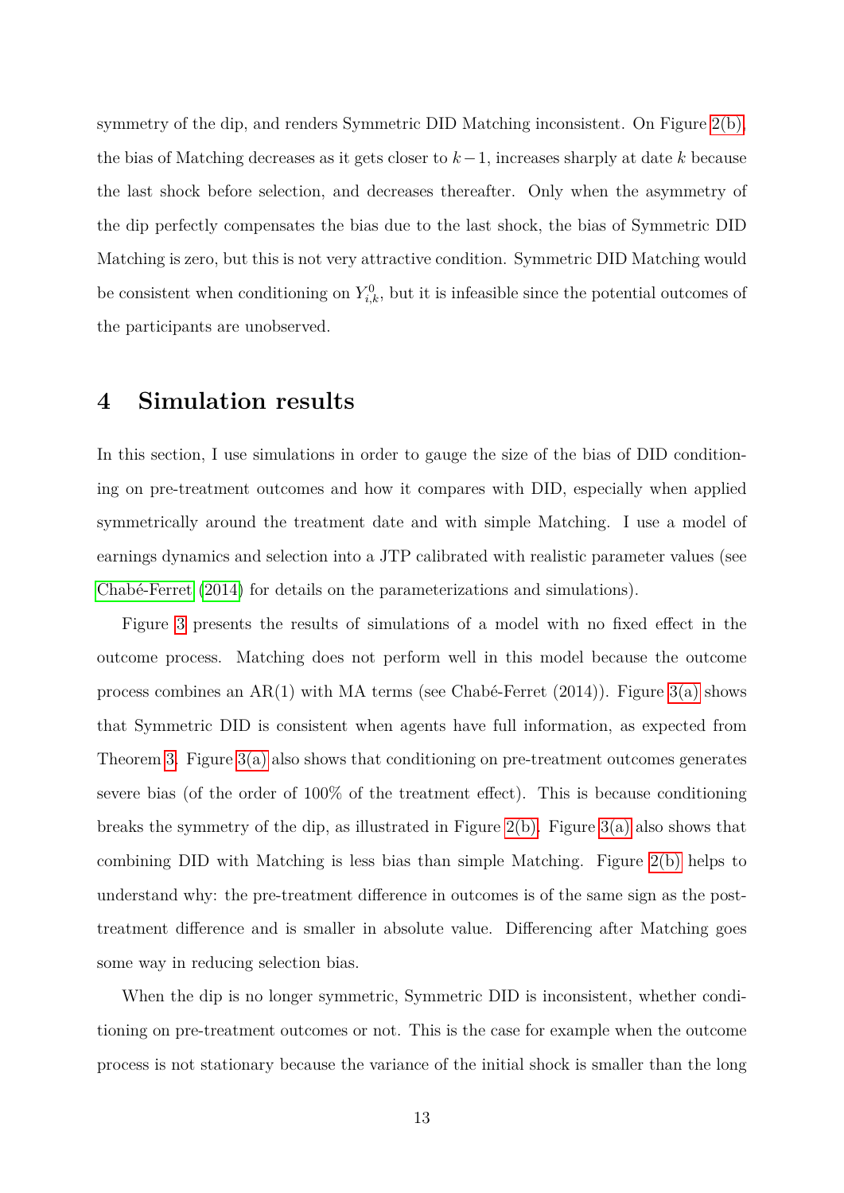symmetry of the dip, and renders Symmetric DID Matching inconsistent. On Figure 2(b), the bias of Matching decreases as it gets closer to $k-1$, increases sharply at date $k$ because the last shock before selection, and decreases thereafter. Only when the asymmetry of the dip perfectly compensates the bias due to the last shock, the bias of Symmetric DID Matching is zero, but this is not very attractive condition. Symmetric DID Matching would be consistent when conditioning on $Y^0_{i,k}$, but it is infeasible since the potential outcomes of the participants are unobserved.

# 4 Simulation results

In this section, I use simulations in order to gauge the size of the bias of DID conditioning on pre-treatment outcomes and how it compares with DID, especially when applied symmetrically around the treatment date and with simple Matching. I use a model of earnings dynamics and selection into a JTP calibrated with realistic parameter values (see Chabé-Ferret (2014) for details on the parameterizations and simulations).

Figure 3 presents the results of simulations of a model with no fixed effect in the outcome process. Matching does not perform well in this model because the outcome process combines an AR(1) with MA terms (see Chabé-Ferret (2014)). Figure 3(a) shows that Symmetric DID is consistent when agents have full information, as expected from Theorem 3. Figure 3(a) also shows that conditioning on pre-treatment outcomes generates severe bias (of the order of 100% of the treatment effect). This is because conditioning breaks the symmetry of the dip, as illustrated in Figure 2(b). Figure 3(a) also shows that combining DID with Matching is less bias than simple Matching. Figure 2(b) helps to understand why: the pre-treatment difference in outcomes is of the same sign as the post-treatment difference and is smaller in absolute value. Differencing after Matching goes some way in reducing selection bias.

When the dip is no longer symmetric, Symmetric DID is inconsistent, whether conditioning on pre-treatment outcomes or not. This is the case for example when the outcome process is not stationary because the variance of the initial shock is smaller than the long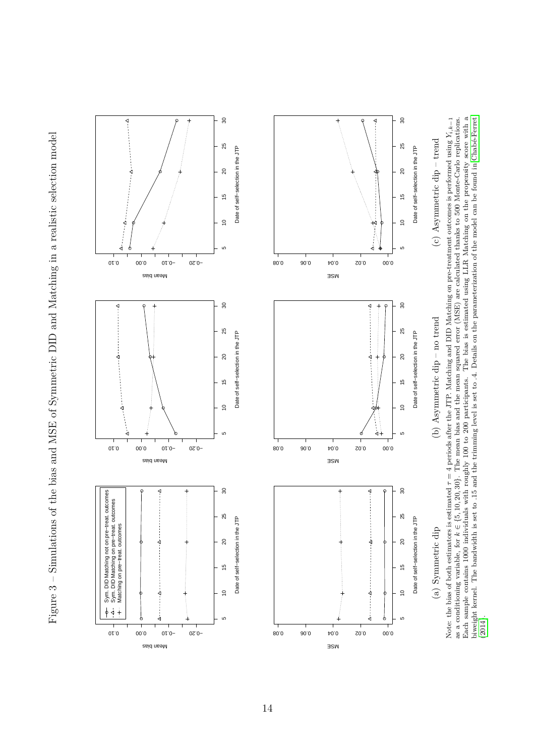Figure 3 – Simulations of the bias and MSE of Symmetric DID and Matching in a realistic selection model

(a) Symmetric dip

(b) Asymmetric dip – no trend

(c) Asymmetric dip – trend

Note: the bias of both estimators is estimated $\tau = 4$ periods after the JTP. Matching and DID Matching on pre-treatment outcomes is performed using $Y_{i,k-1}$ as a conditioning variable, for $k \in \{5, 10, 20, 30\}$. The mean bias and the mean squared error (MSE) are calculated thanks to 500 Monte-Carlo replications. Each sample contains 1000 individuals with roughly 100 to 200 participants. The bias is estimated using LLR Matching on the propensity score with a biweight kernel. The bandwidth is set to .15 and the trimming level is set to .4. Details on the parameterization of the model can be found in Chabé-Ferret (2014).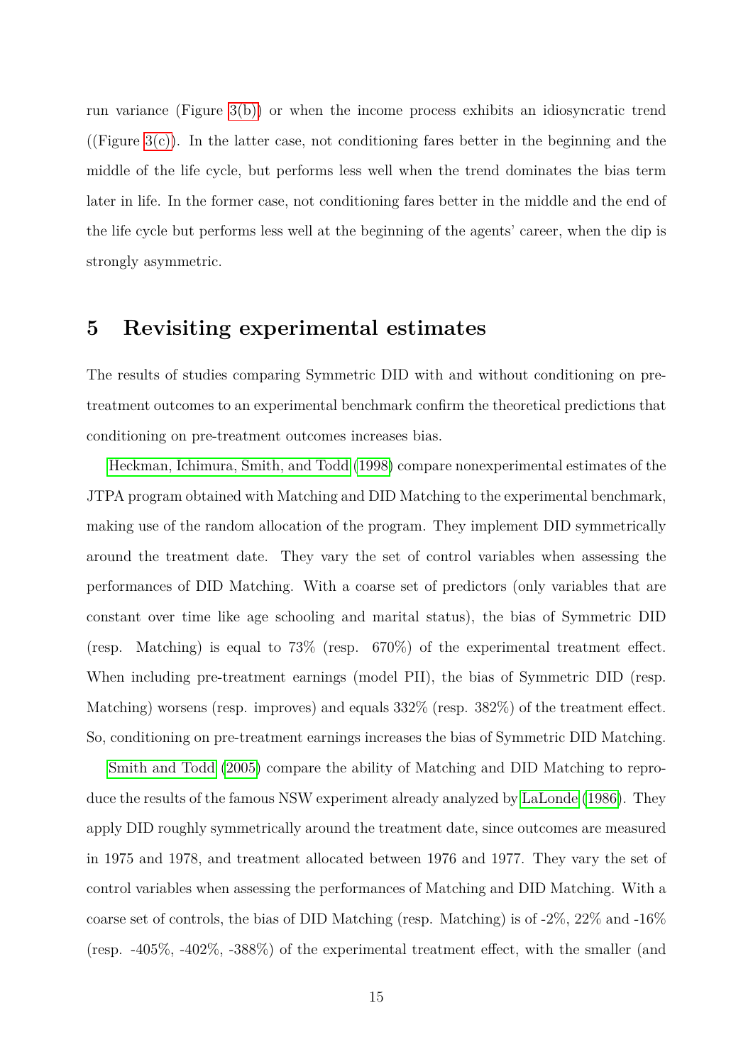run variance (Figure 3(b)) or when the income process exhibits an idiosyncratic trend ((Figure 3(c)). In the latter case, not conditioning fares better in the beginning and the middle of the life cycle, but performs less well when the trend dominates the bias term later in life. In the former case, not conditioning fares better in the middle and the end of the life cycle but performs less well at the beginning of the agents' career, when the dip is strongly asymmetric.

# 5 Revisiting experimental estimates

The results of studies comparing Symmetric DID with and without conditioning on pre-treatment outcomes to an experimental benchmark confirm the theoretical predictions that conditioning on pre-treatment outcomes increases bias.

Heckman, Ichimura, Smith, and Todd (1998) compare nonexperimental estimates of the JTPA program obtained with Matching and DID Matching to the experimental benchmark, making use of the random allocation of the program. They implement DID symmetrically around the treatment date. They vary the set of control variables when assessing the performances of DID Matching. With a coarse set of predictors (only variables that are constant over time like age schooling and marital status), the bias of Symmetric DID (resp. Matching) is equal to 73% (resp. 670%) of the experimental treatment effect. When including pre-treatment earnings (model PII), the bias of Symmetric DID (resp. Matching) worsens (resp. improves) and equals 332% (resp. 382%) of the treatment effect. So, conditioning on pre-treatment earnings increases the bias of Symmetric DID Matching.

Smith and Todd (2005) compare the ability of Matching and DID Matching to reproduce the results of the famous NSW experiment already analyzed by LaLonde (1986). They apply DID roughly symmetrically around the treatment date, since outcomes are measured in 1975 and 1978, and treatment allocated between 1976 and 1977. They vary the set of control variables when assessing the performances of Matching and DID Matching. With a coarse set of controls, the bias of DID Matching (resp. Matching) is of -2%, 22% and -16% (resp. -405%, -402%, -388%) of the experimental treatment effect, with the smaller (and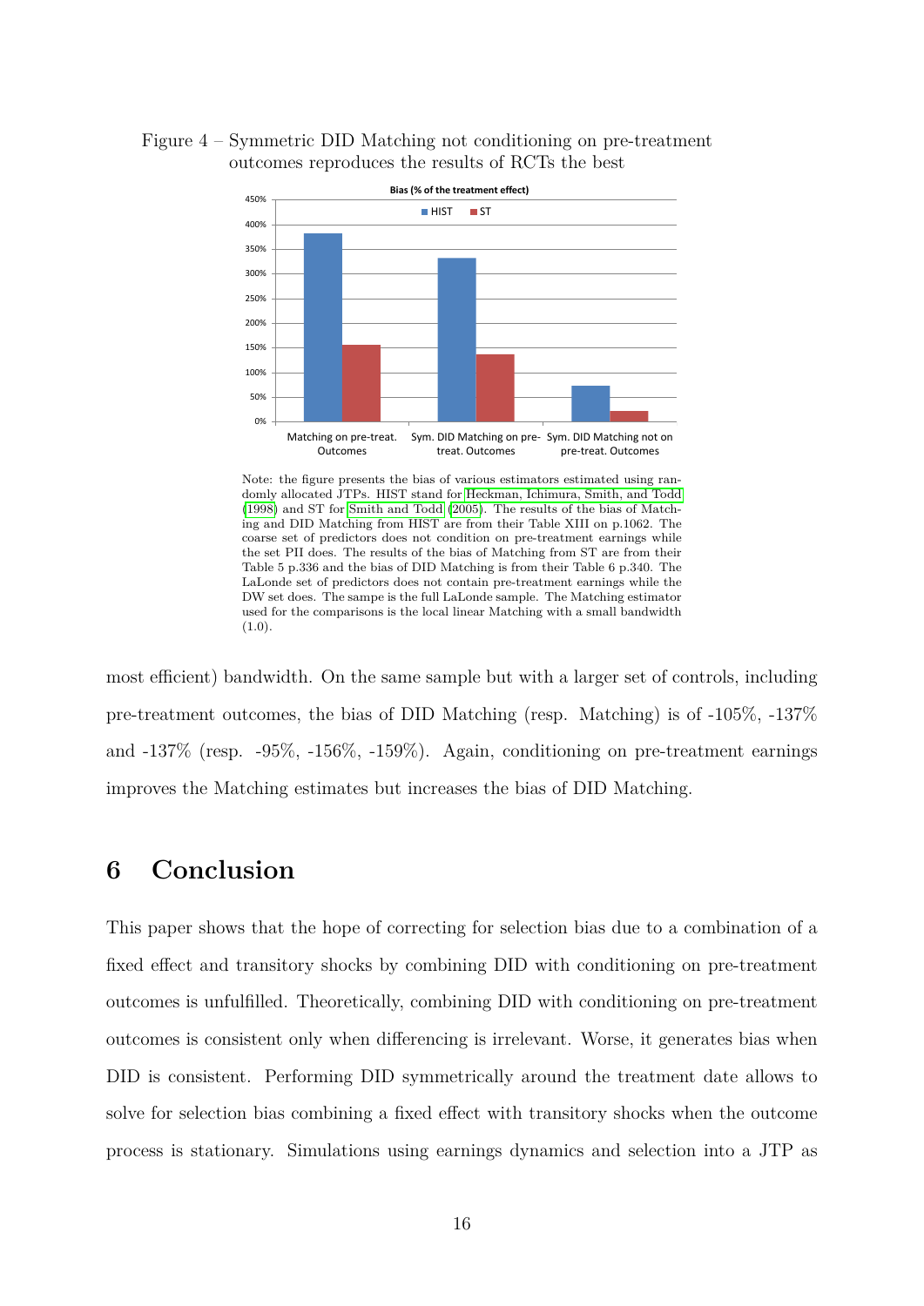Figure 4 – Symmetric DID Matching not conditioning on pre-treatment outcomes reproduces the results of RCTs the best

Note: the figure presents the bias of various estimators estimated using randomly allocated JTPs. HIST stand for Heckman, Ichimura, Smith, and Todd (1998) and ST for Smith and Todd (2005). The results of the bias of Matching and DID Matching from HIST are from their Table XIII on p.1062. The coarse set of predictors does not condition on pre-treatment earnings while the set PII does. The results of the bias of Matching from ST are from their Table 5 p.336 and the bias of DID Matching is from their Table 6 p.340. The LaLonde set of predictors does not contain pre-treatment earnings while the DW set does. The sampe is the full LaLonde sample. The Matching estimator used for the comparisons is the local linear Matching with a small bandwidth (1.0).

most efficient) bandwidth. On the same sample but with a larger set of controls, including pre-treatment outcomes, the bias of DID Matching (resp. Matching) is of -105%, -137% and -137% (resp. -95%, -156%, -159%). Again, conditioning on pre-treatment earnings improves the Matching estimates but increases the bias of DID Matching.

## 6 Conclusion

This paper shows that the hope of correcting for selection bias due to a combination of a fixed effect and transitory shocks by combining DID with conditioning on pre-treatment outcomes is unfulfilled. Theoretically, combining DID with conditioning on pre-treatment outcomes is consistent only when differencing is irrelevant. Worse, it generates bias when DID is consistent. Performing DID symmetrically around the treatment date allows to solve for selection bias combining a fixed effect with transitory shocks when the outcome process is stationary. Simulations using earnings dynamics and selection into a JTP as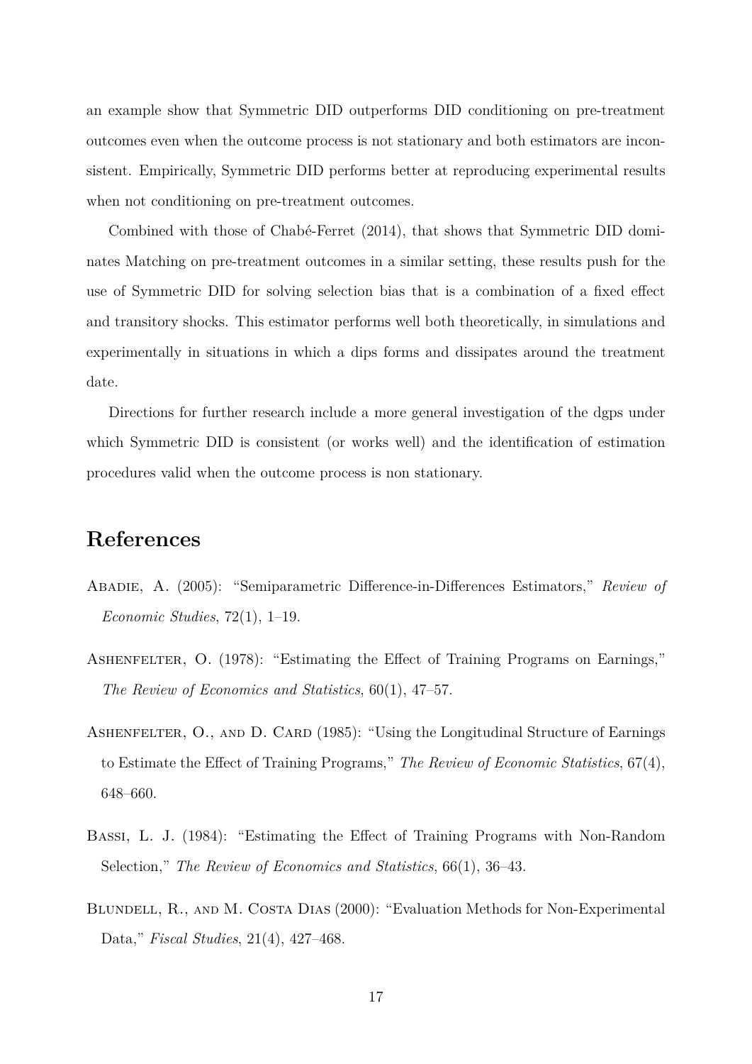an example show that Symmetric DID outperforms DID conditioning on pre-treatment outcomes even when the outcome process is not stationary and both estimators are inconsistent. Empirically, Symmetric DID performs better at reproducing experimental results when not conditioning on pre-treatment outcomes.

Combined with those of Chabé-Ferret (2014), that shows that Symmetric DID dominates Matching on pre-treatment outcomes in a similar setting, these results push for the use of Symmetric DID for solving selection bias that is a combination of a fixed effect and transitory shocks. This estimator performs well both theoretically, in simulations and experimentally in situations in which a dips forms and dissipates around the treatment date.

Directions for further research include a more general investigation of the dgps under which Symmetric DID is consistent (or works well) and the identification of estimation procedures valid when the outcome process is non stationary.

# References

Abadie, A. (2005): "Semiparametric Difference-in-Differences Estimators," *Review of Economic Studies*, 72(1), 1–19.

Ashenfelter, O. (1978): "Estimating the Effect of Training Programs on Earnings," *The Review of Economics and Statistics*, 60(1), 47–57.

Ashenfelter, O., and D. Card (1985): "Using the Longitudinal Structure of Earnings to Estimate the Effect of Training Programs," *The Review of Economic Statistics*, 67(4), 648–660.

Bassi, L. J. (1984): "Estimating the Effect of Training Programs with Non-Random Selection," *The Review of Economics and Statistics*, 66(1), 36–43.

Blundell, R., and M. Costa Dias (2000): "Evaluation Methods for Non-Experimental Data," *Fiscal Studies*, 21(4), 427–468.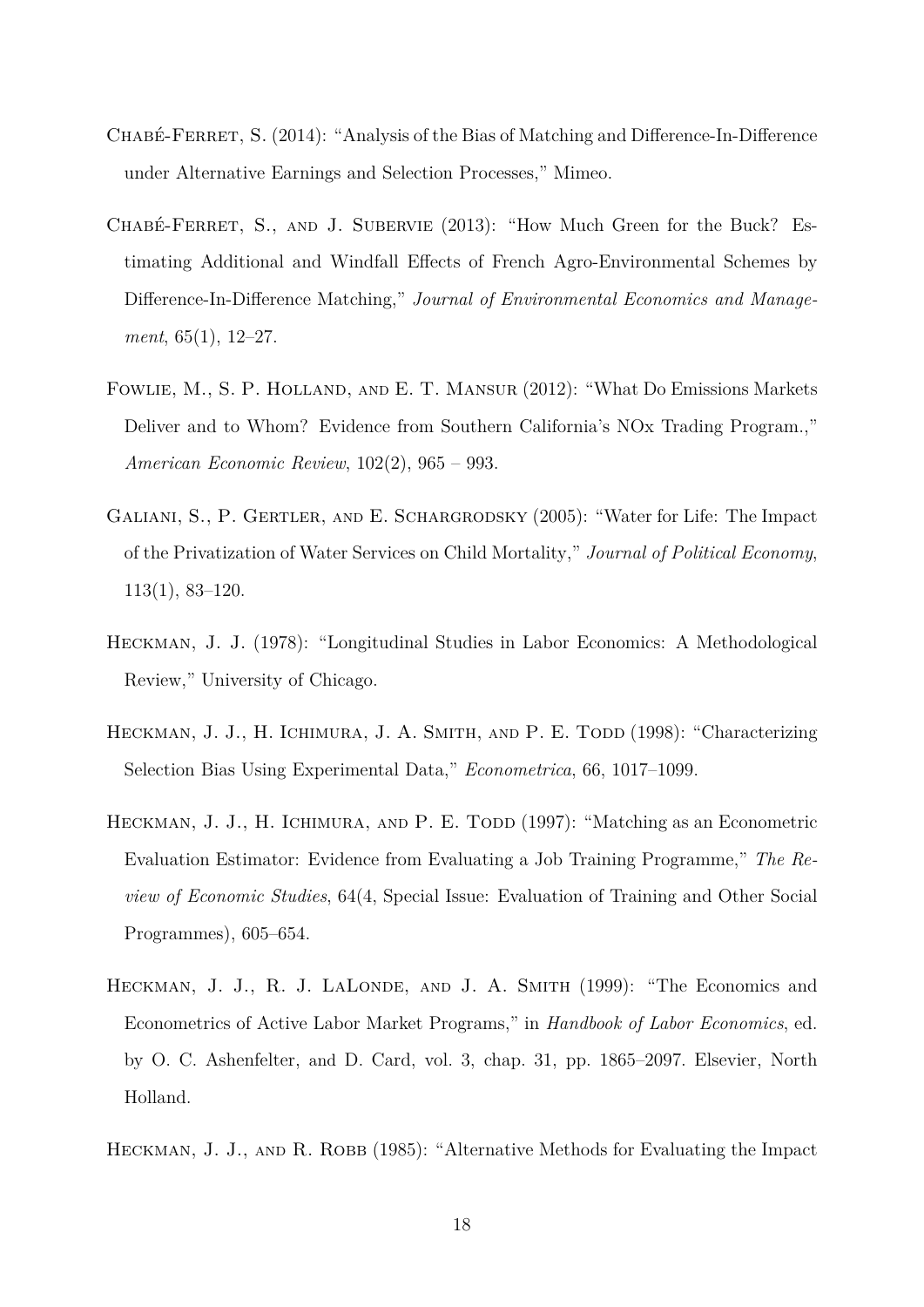Chabé-Ferret, S. (2014): "Analysis of the Bias of Matching and Difference-In-Difference under Alternative Earnings and Selection Processes," Mimeo.

Chabé-Ferret, S., and J. Subervie (2013): "How Much Green for the Buck? Estimating Additional and Windfall Effects of French Agro-Environmental Schemes by Difference-In-Difference Matching," *Journal of Environmental Economics and Management*, 65(1), 12–27.

Fowlie, M., S. P. Holland, and E. T. Mansur (2012): "What Do Emissions Markets Deliver and to Whom? Evidence from Southern California's NOx Trading Program.," *American Economic Review*, 102(2), 965 – 993.

Galiani, S., P. Gertler, and E. Schargrodsky (2005): "Water for Life: The Impact of the Privatization of Water Services on Child Mortality," *Journal of Political Economy*, 113(1), 83–120.

Heckman, J. J. (1978): "Longitudinal Studies in Labor Economics: A Methodological Review," University of Chicago.

Heckman, J. J., H. Ichimura, J. A. Smith, and P. E. Todd (1998): "Characterizing Selection Bias Using Experimental Data," *Econometrica*, 66, 1017–1099.

Heckman, J. J., H. Ichimura, and P. E. Todd (1997): "Matching as an Econometric Evaluation Estimator: Evidence from Evaluating a Job Training Programme," *The Review of Economic Studies*, 64(4, Special Issue: Evaluation of Training and Other Social Programmes), 605–654.

Heckman, J. J., R. J. LaLonde, and J. A. Smith (1999): "The Economics and Econometrics of Active Labor Market Programs," in *Handbook of Labor Economics*, ed. by O. C. Ashenfelter, and D. Card, vol. 3, chap. 31, pp. 1865–2097. Elsevier, North Holland.

Heckman, J. J., and R. Robb (1985): "Alternative Methods for Evaluating the Impact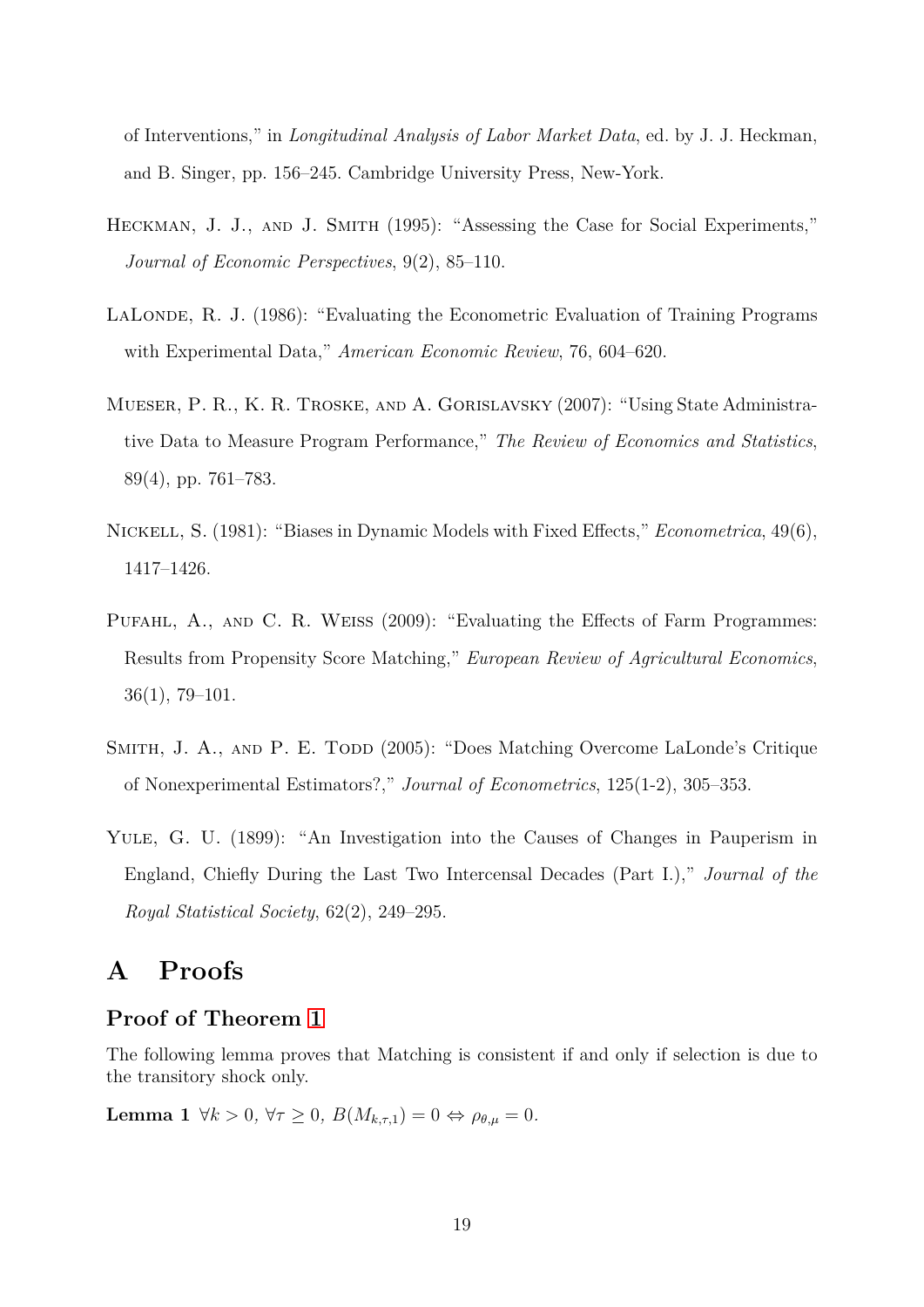of Interventions," in *Longitudinal Analysis of Labor Market Data*, ed. by J. J. Heckman, and B. Singer, pp. 156–245. Cambridge University Press, New-York.

Heckman, J. J., and J. Smith (1995): "Assessing the Case for Social Experiments," *Journal of Economic Perspectives*, 9(2), 85–110.

LaLonde, R. J. (1986): "Evaluating the Econometric Evaluation of Training Programs with Experimental Data," *American Economic Review*, 76, 604–620.

Mueser, P. R., K. R. Troske, and A. Gorislavsky (2007): "Using State Administrative Data to Measure Program Performance," *The Review of Economics and Statistics*, 89(4), pp. 761–783.

Nickell, S. (1981): "Biases in Dynamic Models with Fixed Effects," *Econometrica*, 49(6), 1417–1426.

Pufahl, A., and C. R. Weiss (2009): "Evaluating the Effects of Farm Programmes: Results from Propensity Score Matching," *European Review of Agricultural Economics*, 36(1), 79–101.

Smith, J. A., and P. E. Todd (2005): "Does Matching Overcome LaLonde's Critique of Nonexperimental Estimators?," *Journal of Econometrics*, 125(1-2), 305–353.

Yule, G. U. (1899): "An Investigation into the Causes of Changes in Pauperism in England, Chiefly During the Last Two Intercensal Decades (Part I.)," *Journal of the Royal Statistical Society*, 62(2), 249–295.

# A Proofs

## Proof of Theorem 1

The following lemma proves that Matching is consistent if and only if selection is due to the transitory shock only.

**Lemma 1** *$\forall k > 0$, $\forall \tau \geq 0$, $B(M_{k,\tau,1}) = 0 \Leftrightarrow \rho_{\theta,\mu} = 0$.*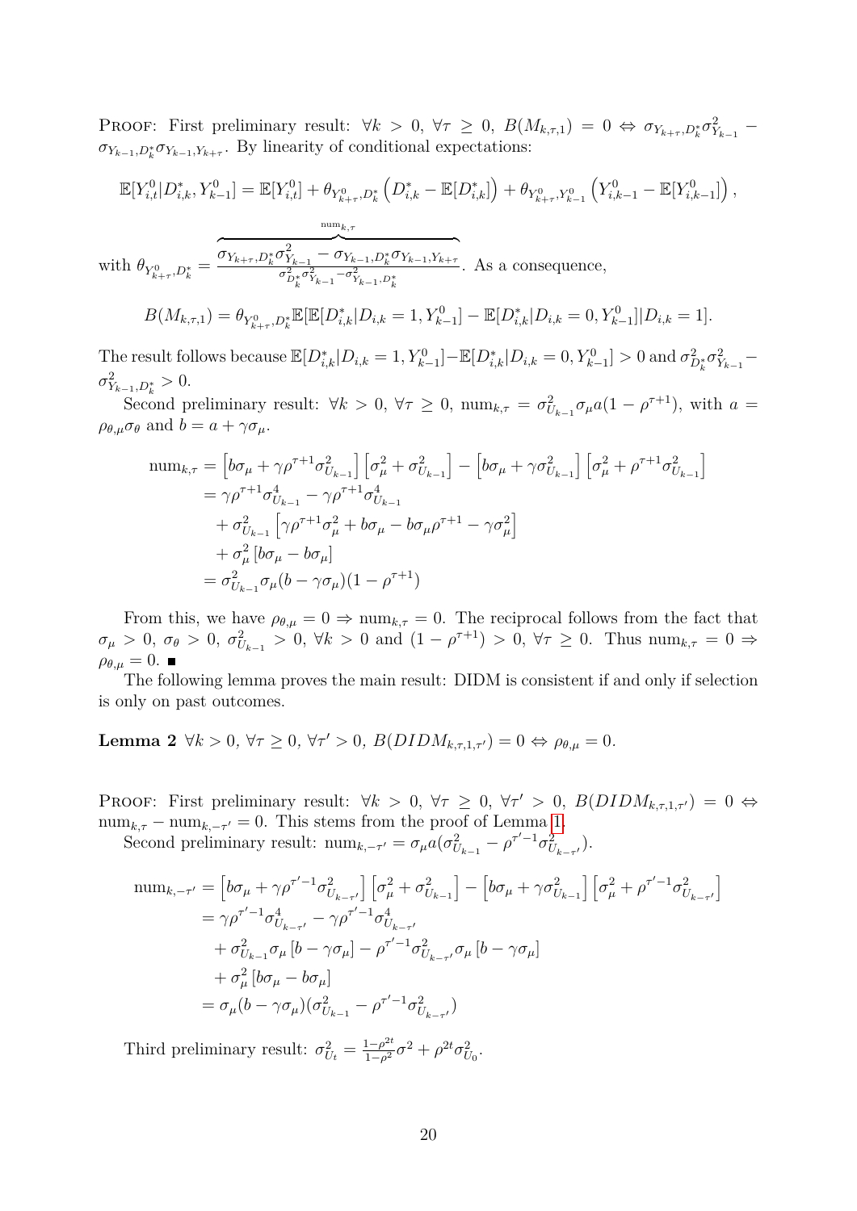PROOF: First preliminary result: $\forall k > 0$, $\forall \tau \geq 0$, $B(M_{k,\tau,1}) = 0 \Leftrightarrow \sigma_{Y_{k+\tau},D^*_k}\sigma^2_{Y_{k-1}} - \sigma_{Y_{k-1},D^*_k}\sigma_{Y_{k-1},Y_{k+\tau}}$. By linearity of conditional expectations:

$$\mathbb{E}[Y^0_{i,t}|D^*_{i,k}, Y^0_{k-1}] = \mathbb{E}[Y^0_{i,t}] + \theta_{Y^0_{k+\tau},D^*_k}\left(D^*_{i,k} - \mathbb{E}[D^*_{i,k}]\right) + \theta_{Y^0_{k+\tau},Y^0_{k-1}}\left(Y^0_{i,k-1} - \mathbb{E}[Y^0_{i,k-1}]\right),$$

with $\theta_{Y^0_{k+\tau},D^*_k} = \dfrac{\overbrace{\sigma_{Y_{k+\tau},D^*_k}\sigma^2_{Y_{k-1}} - \sigma_{Y_{k-1},D^*_k}\sigma_{Y_{k-1},Y_{k+\tau}}}^{\text{num}_{k,\tau}}}{\sigma^2_{D^*_k}\sigma^2_{Y_{k-1}} - \sigma^2_{Y_{k-1},D^*_k}}$. As a consequence,

$$B(M_{k,\tau,1}) = \theta_{Y^0_{k+\tau},D^*_k}\mathbb{E}[\mathbb{E}[D^*_{i,k}|D_{i,k} = 1, Y^0_{k-1}] - \mathbb{E}[D^*_{i,k}|D_{i,k} = 0, Y^0_{k-1}]|D_{i,k} = 1].$$

The result follows because $\mathbb{E}[D^*_{i,k}|D_{i,k} = 1, Y^0_{k-1}] - \mathbb{E}[D^*_{i,k}|D_{i,k} = 0, Y^0_{k-1}] > 0$ and $\sigma^2_{D^*_k}\sigma^2_{Y_{k-1}} - \sigma^2_{Y_{k-1},D^*_k} > 0$.

Second preliminary result: $\forall k > 0$, $\forall \tau \geq 0$, $\text{num}_{k,\tau} = \sigma^2_{U_{k-1}}\sigma_\mu a(1 - \rho^{\tau+1})$, with $a = \rho_{\theta,\mu}\sigma_\theta$ and $b = a + \gamma\sigma_\mu$.

$$\begin{aligned}
\text{num}_{k,\tau} &= \left[b\sigma_\mu + \gamma\rho^{\tau+1}\sigma^2_{U_{k-1}}\right]\left[\sigma^2_\mu + \sigma^2_{U_{k-1}}\right] - \left[b\sigma_\mu + \gamma\sigma^2_{U_{k-1}}\right]\left[\sigma^2_\mu + \rho^{\tau+1}\sigma^2_{U_{k-1}}\right] \\
&= \gamma\rho^{\tau+1}\sigma^4_{U_{k-1}} - \gamma\rho^{\tau+1}\sigma^4_{U_{k-1}} \\
&\quad + \sigma^2_{U_{k-1}}\left[\gamma\rho^{\tau+1}\sigma^2_\mu + b\sigma_\mu - b\sigma_\mu\rho^{\tau+1} - \gamma\sigma^2_\mu\right] \\
&\quad + \sigma^2_\mu\left[b\sigma_\mu - b\sigma_\mu\right] \\
&= \sigma^2_{U_{k-1}}\sigma_\mu(b - \gamma\sigma_\mu)(1 - \rho^{\tau+1})
\end{aligned}$$

From this, we have $\rho_{\theta,\mu} = 0 \Rightarrow \text{num}_{k,\tau} = 0$. The reciprocal follows from the fact that $\sigma_\mu > 0$, $\sigma_\theta > 0$, $\sigma^2_{U_{k-1}} > 0$, $\forall k > 0$ and $(1 - \rho^{\tau+1}) > 0$, $\forall \tau \geq 0$. Thus $\text{num}_{k,\tau} = 0 \Rightarrow \rho_{\theta,\mu} = 0$. ∎

The following lemma proves the main result: DIDM is consistent if and only if selection is only on past outcomes.

**Lemma 2** *$\forall k > 0$, $\forall \tau \geq 0$, $\forall \tau' > 0$, $B(DIDM_{k,\tau,1,\tau'}) = 0 \Leftrightarrow \rho_{\theta,\mu} = 0$.*

PROOF: First preliminary result: $\forall k > 0$, $\forall \tau \geq 0$, $\forall \tau' > 0$, $B(DIDM_{k,\tau,1,\tau'}) = 0 \Leftrightarrow \text{num}_{k,\tau} - \text{num}_{k,-\tau'} = 0$. This stems from the proof of Lemma 1.

Second preliminary result: $\text{num}_{k,-\tau'} = \sigma_\mu a(\sigma^2_{U_{k-1}} - \rho^{\tau'-1}\sigma^2_{U_{k-\tau'}})$.

$$\begin{aligned}
\text{num}_{k,-\tau'} &= \left[b\sigma_\mu + \gamma\rho^{\tau'-1}\sigma^2_{U_{k-\tau'}}\right]\left[\sigma^2_\mu + \sigma^2_{U_{k-1}}\right] - \left[b\sigma_\mu + \gamma\sigma^2_{U_{k-1}}\right]\left[\sigma^2_\mu + \rho^{\tau'-1}\sigma^2_{U_{k-\tau'}}\right] \\
&= \gamma\rho^{\tau'-1}\sigma^4_{U_{k-\tau'}} - \gamma\rho^{\tau'-1}\sigma^4_{U_{k-\tau'}} \\
&\quad + \sigma^2_{U_{k-1}}\sigma_\mu\left[b - \gamma\sigma_\mu\right] - \rho^{\tau'-1}\sigma^2_{U_{k-\tau'}}\sigma_\mu\left[b - \gamma\sigma_\mu\right] \\
&\quad + \sigma^2_\mu\left[b\sigma_\mu - b\sigma_\mu\right] \\
&= \sigma_\mu(b - \gamma\sigma_\mu)(\sigma^2_{U_{k-1}} - \rho^{\tau'-1}\sigma^2_{U_{k-\tau'}})
\end{aligned}$$

Third preliminary result: $\sigma^2_{U_t} = \frac{1-\rho^{2t}}{1-\rho^2}\sigma^2 + \rho^{2t}\sigma^2_{U_0}$.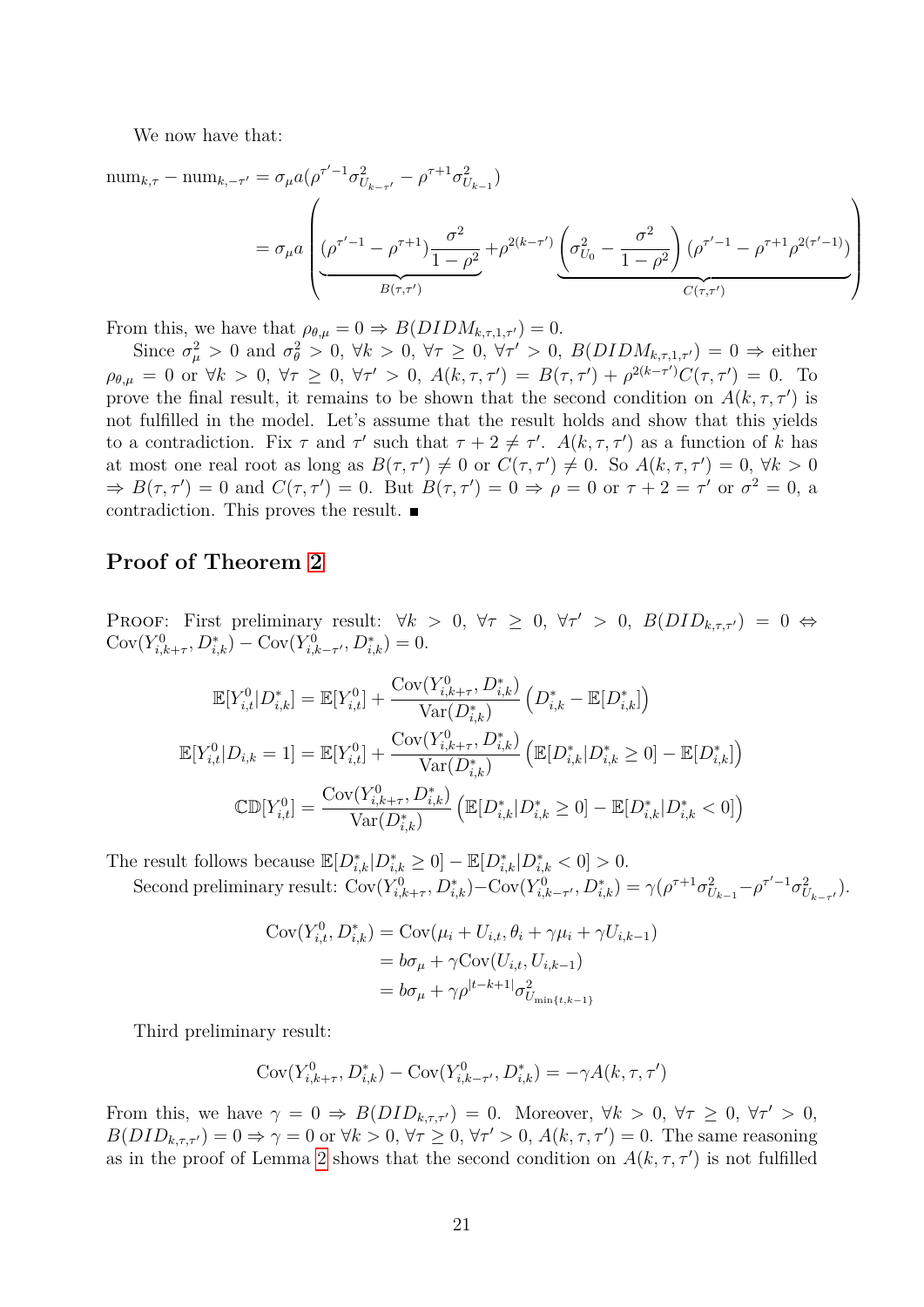We now have that:

$$
\begin{aligned}
\text{num}_{k,\tau} - \text{num}_{k,-\tau'} &= \sigma_\mu a(\rho^{\tau'-1}\sigma^2_{U_{k-\tau'}} - \rho^{\tau+1}\sigma^2_{U_{k-1}}) \\
&= \sigma_\mu a \left( \underbrace{(\rho^{\tau'-1} - \rho^{\tau+1})\frac{\sigma^2}{1-\rho^2}}_{B(\tau,\tau')} + \rho^{2(k-\tau')} \underbrace{\left(\sigma^2_{U_0} - \frac{\sigma^2}{1-\rho^2}\right)(\rho^{\tau'-1} - \rho^{\tau+1}\rho^{2(\tau'-1)})}_{C(\tau,\tau')} \right)
\end{aligned}
$$

From this, we have that $\rho_{\theta,\mu} = 0 \Rightarrow B(DIDM_{k,\tau,1,\tau'}) = 0$.

Since $\sigma^2_\mu > 0$ and $\sigma^2_\theta > 0$, $\forall k > 0$, $\forall \tau \geq 0$, $\forall \tau' > 0$, $B(DIDM_{k,\tau,1,\tau'}) = 0 \Rightarrow$ either $\rho_{\theta,\mu} = 0$ or $\forall k > 0$, $\forall \tau \geq 0$, $\forall \tau' > 0$, $A(k,\tau,\tau') = B(\tau,\tau') + \rho^{2(k-\tau')}C(\tau,\tau') = 0$. To prove the final result, it remains to be shown that the second condition on $A(k,\tau,\tau')$ is not fulfilled in the model. Let's assume that the result holds and show that this yields to a contradiction. Fix $\tau$ and $\tau'$ such that $\tau + 2 \neq \tau'$. $A(k,\tau,\tau')$ as a function of $k$ has at most one real root as long as $B(\tau,\tau') \neq 0$ or $C(\tau,\tau') \neq 0$. So $A(k,\tau,\tau') = 0$, $\forall k > 0$ $\Rightarrow B(\tau,\tau') = 0$ and $C(\tau,\tau') = 0$. But $B(\tau,\tau') = 0 \Rightarrow \rho = 0$ or $\tau + 2 = \tau'$ or $\sigma^2 = 0$, a contradiction. This proves the result. ■

## Proof of Theorem 2

Proof: First preliminary result: $\forall k > 0$, $\forall \tau \geq 0$, $\forall \tau' > 0$, $B(DID_{k,\tau,\tau'}) = 0 \Leftrightarrow \text{Cov}(Y^0_{i,k+\tau}, D^*_{i,k}) - \text{Cov}(Y^0_{i,k-\tau'}, D^*_{i,k}) = 0$.

$$
\begin{aligned}
\mathbb{E}[Y^0_{i,t}|D^*_{i,k}] &= \mathbb{E}[Y^0_{i,t}] + \frac{\text{Cov}(Y^0_{i,k+\tau}, D^*_{i,k})}{\text{Var}(D^*_{i,k})}\left(D^*_{i,k} - \mathbb{E}[D^*_{i,k}]\right) \\
\mathbb{E}[Y^0_{i,t}|D_{i,k} = 1] &= \mathbb{E}[Y^0_{i,t}] + \frac{\text{Cov}(Y^0_{i,k+\tau}, D^*_{i,k})}{\text{Var}(D^*_{i,k})}\left(\mathbb{E}[D^*_{i,k}|D^*_{i,k} \geq 0] - \mathbb{E}[D^*_{i,k}]\right) \\
\mathbb{CD}[Y^0_{i,t}] &= \frac{\text{Cov}(Y^0_{i,k+\tau}, D^*_{i,k})}{\text{Var}(D^*_{i,k})}\left(\mathbb{E}[D^*_{i,k}|D^*_{i,k} \geq 0] - \mathbb{E}[D^*_{i,k}|D^*_{i,k} < 0]\right)
\end{aligned}
$$

The result follows because $\mathbb{E}[D^*_{i,k}|D^*_{i,k} \geq 0] - \mathbb{E}[D^*_{i,k}|D^*_{i,k} < 0] > 0$.

Second preliminary result: $\text{Cov}(Y^0_{i,k+\tau}, D^*_{i,k}) - \text{Cov}(Y^0_{i,k-\tau'}, D^*_{i,k}) = \gamma(\rho^{\tau+1}\sigma^2_{U_{k-1}} - \rho^{\tau'-1}\sigma^2_{U_{k-\tau'}})$.

$$
\begin{aligned}
\text{Cov}(Y^0_{i,t}, D^*_{i,k}) &= \text{Cov}(\mu_i + U_{i,t}, \theta_i + \gamma\mu_i + \gamma U_{i,k-1}) \\
&= b\sigma_\mu + \gamma\text{Cov}(U_{i,t}, U_{i,k-1}) \\
&= b\sigma_\mu + \gamma\rho^{|t-k+1|}\sigma^2_{U_{\min\{t,k-1\}}}
\end{aligned}
$$

Third preliminary result:

$$
\text{Cov}(Y^0_{i,k+\tau}, D^*_{i,k}) - \text{Cov}(Y^0_{i,k-\tau'}, D^*_{i,k}) = -\gamma A(k,\tau,\tau')
$$

From this, we have $\gamma = 0 \Rightarrow B(DID_{k,\tau,\tau'}) = 0$. Moreover, $\forall k > 0$, $\forall \tau \geq 0$, $\forall \tau' > 0$, $B(DID_{k,\tau,\tau'}) = 0 \Rightarrow \gamma = 0$ or $\forall k > 0$, $\forall \tau \geq 0$, $\forall \tau' > 0$, $A(k,\tau,\tau') = 0$. The same reasoning as in the proof of Lemma 2 shows that the second condition on $A(k,\tau,\tau')$ is not fulfilled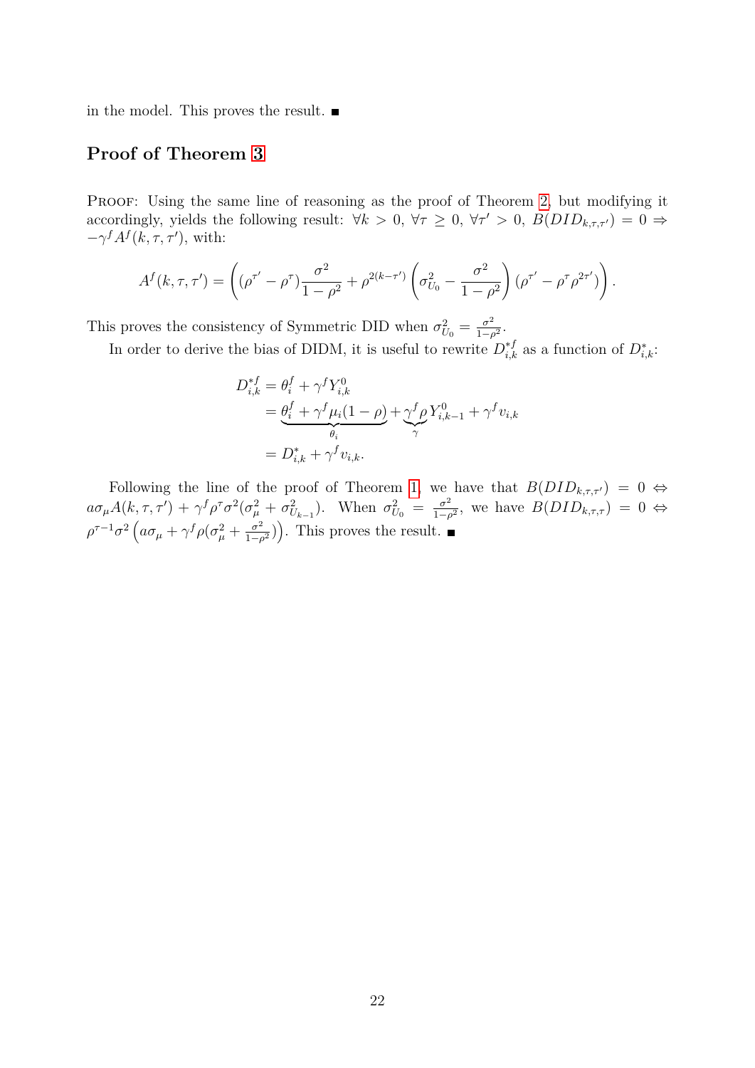in the model. This proves the result. ■

## Proof of Theorem 3

PROOF: Using the same line of reasoning as the proof of Theorem 2, but modifying it accordingly, yields the following result: $\forall k > 0$, $\forall \tau \geq 0$, $\forall \tau' > 0$, $B(DID_{k,\tau,\tau'}) = 0 \Rightarrow -\gamma^f A^f(k,\tau,\tau')$, with:

$$A^f(k,\tau,\tau') = \left( (\rho^{\tau'} - \rho^{\tau}) \frac{\sigma^2}{1-\rho^2} + \rho^{2(k-\tau')} \left( \sigma^2_{U_0} - \frac{\sigma^2}{1-\rho^2} \right) (\rho^{\tau'} - \rho^{\tau} \rho^{2\tau'}) \right).$$

This proves the consistency of Symmetric DID when $\sigma^2_{U_0} = \frac{\sigma^2}{1-\rho^2}$.

In order to derive the bias of DIDM, it is useful to rewrite $D^{*f}_{i,k}$ as a function of $D^*_{i,k}$:

$$\begin{aligned}
D^{*f}_{i,k} &= \theta^f_i + \gamma^f Y^0_{i,k} \\
&= \underbrace{\theta^f_i + \gamma^f \mu_i (1-\rho)}_{\theta_i} + \underbrace{\gamma^f \rho}_{\gamma} Y^0_{i,k-1} + \gamma^f v_{i,k} \\
&= D^*_{i,k} + \gamma^f v_{i,k}.
\end{aligned}$$

Following the line of the proof of Theorem 1, we have that $B(DID_{k,\tau,\tau'}) = 0 \Leftrightarrow a\sigma_\mu A(k,\tau,\tau') + \gamma^f \rho^\tau \sigma^2 (\sigma^2_\mu + \sigma^2_{U_{k-1}})$. When $\sigma^2_{U_0} = \frac{\sigma^2}{1-\rho^2}$, we have $B(DID_{k,\tau,\tau}) = 0 \Leftrightarrow \rho^{\tau-1}\sigma^2 \left( a\sigma_\mu + \gamma^f \rho (\sigma^2_\mu + \frac{\sigma^2}{1-\rho^2}) \right)$. This proves the result. ■